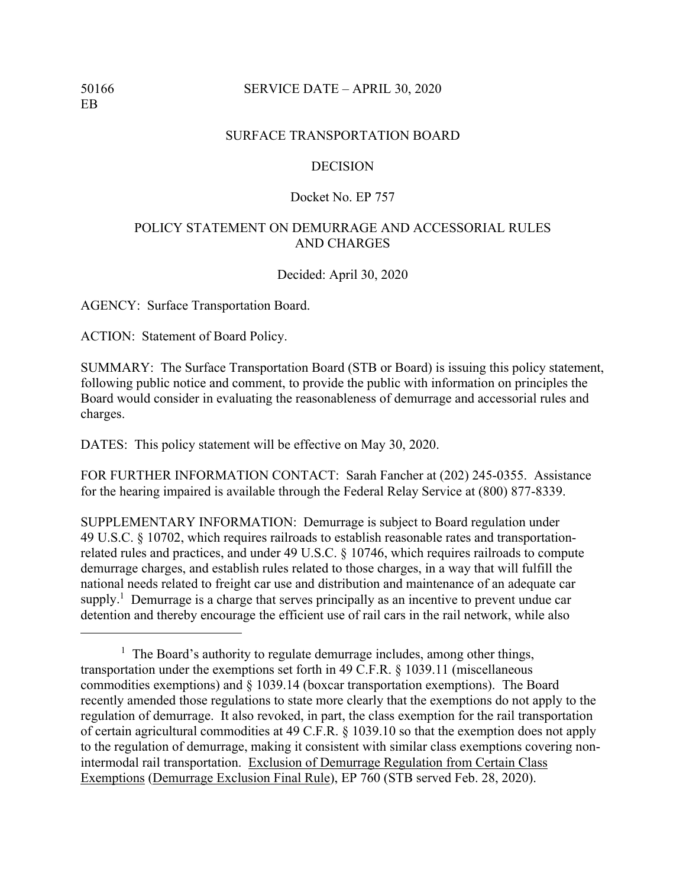50166
EB

SERVICE DATE – APRIL 30, 2020

SURFACE TRANSPORTATION BOARD

DECISION

Docket No. EP 757

POLICY STATEMENT ON DEMURRAGE AND ACCESSORIAL RULES AND CHARGES

Decided: April 30, 2020

AGENCY: Surface Transportation Board.

ACTION: Statement of Board Policy.

SUMMARY: The Surface Transportation Board (STB or Board) is issuing this policy statement, following public notice and comment, to provide the public with information on principles the Board would consider in evaluating the reasonableness of demurrage and accessorial rules and charges.

DATES: This policy statement will be effective on May 30, 2020.

FOR FURTHER INFORMATION CONTACT: Sarah Fancher at (202) 245-0355. Assistance for the hearing impaired is available through the Federal Relay Service at (800) 877-8339.

SUPPLEMENTARY INFORMATION: Demurrage is subject to Board regulation under 49 U.S.C. § 10702, which requires railroads to establish reasonable rates and transportation-related rules and practices, and under 49 U.S.C. § 10746, which requires railroads to compute demurrage charges, and establish rules related to those charges, in a way that will fulfill the national needs related to freight car use and distribution and maintenance of an adequate car supply.[1] Demurrage is a charge that serves principally as an incentive to prevent undue car detention and thereby encourage the efficient use of rail cars in the rail network, while also

---

[1] The Board's authority to regulate demurrage includes, among other things, transportation under the exemptions set forth in 49 C.F.R. § 1039.11 (miscellaneous commodities exemptions) and § 1039.14 (boxcar transportation exemptions). The Board recently amended those regulations to state more clearly that the exemptions do not apply to the regulation of demurrage. It also revoked, in part, the class exemption for the rail transportation of certain agricultural commodities at 49 C.F.R. § 1039.10 so that the exemption does not apply to the regulation of demurrage, making it consistent with similar class exemptions covering non-intermodal rail transportation. Exclusion of Demurrage Regulation from Certain Class Exemptions (Demurrage Exclusion Final Rule), EP 760 (STB served Feb. 28, 2020).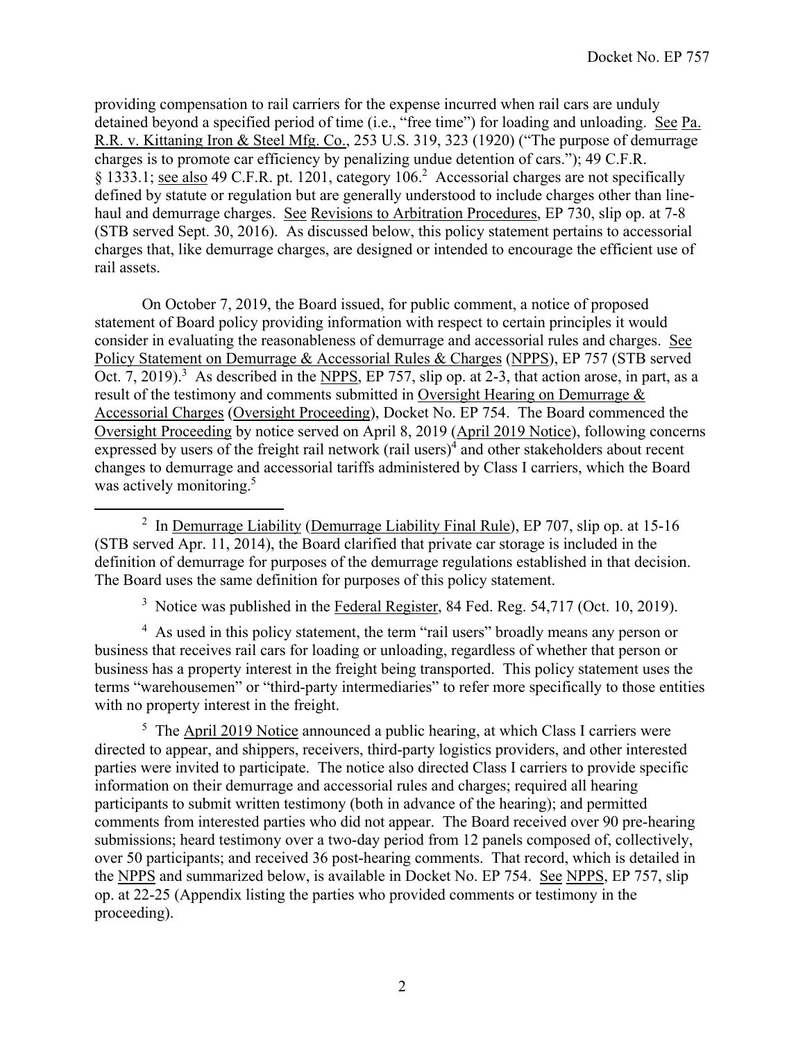providing compensation to rail carriers for the expense incurred when rail cars are unduly detained beyond a specified period of time (i.e., "free time") for loading and unloading. See Pa. R.R. v. Kittaning Iron & Steel Mfg. Co., 253 U.S. 319, 323 (1920) ("The purpose of demurrage charges is to promote car efficiency by penalizing undue detention of cars."); 49 C.F.R. § 1333.1; see also 49 C.F.R. pt. 1201, category 106.[2] Accessorial charges are not specifically defined by statute or regulation but are generally understood to include charges other than line-haul and demurrage charges. See Revisions to Arbitration Procedures, EP 730, slip op. at 7-8 (STB served Sept. 30, 2016). As discussed below, this policy statement pertains to accessorial charges that, like demurrage charges, are designed or intended to encourage the efficient use of rail assets.

On October 7, 2019, the Board issued, for public comment, a notice of proposed statement of Board policy providing information with respect to certain principles it would consider in evaluating the reasonableness of demurrage and accessorial rules and charges. See Policy Statement on Demurrage & Accessorial Rules & Charges (NPPS), EP 757 (STB served Oct. 7, 2019).[3] As described in the NPPS, EP 757, slip op. at 2-3, that action arose, in part, as a result of the testimony and comments submitted in Oversight Hearing on Demurrage & Accessorial Charges (Oversight Proceeding), Docket No. EP 754. The Board commenced the Oversight Proceeding by notice served on April 8, 2019 (April 2019 Notice), following concerns expressed by users of the freight rail network (rail users)[4] and other stakeholders about recent changes to demurrage and accessorial tariffs administered by Class I carriers, which the Board was actively monitoring.[5]

---

[2] In Demurrage Liability (Demurrage Liability Final Rule), EP 707, slip op. at 15-16 (STB served Apr. 11, 2014), the Board clarified that private car storage is included in the definition of demurrage for purposes of the demurrage regulations established in that decision. The Board uses the same definition for purposes of this policy statement.

[3] Notice was published in the Federal Register, 84 Fed. Reg. 54,717 (Oct. 10, 2019).

[4] As used in this policy statement, the term "rail users" broadly means any person or business that receives rail cars for loading or unloading, regardless of whether that person or business has a property interest in the freight being transported. This policy statement uses the terms "warehousemen" or "third-party intermediaries" to refer more specifically to those entities with no property interest in the freight.

[5] The April 2019 Notice announced a public hearing, at which Class I carriers were directed to appear, and shippers, receivers, third-party logistics providers, and other interested parties were invited to participate. The notice also directed Class I carriers to provide specific information on their demurrage and accessorial rules and charges; required all hearing participants to submit written testimony (both in advance of the hearing); and permitted comments from interested parties who did not appear. The Board received over 90 pre-hearing submissions; heard testimony over a two-day period from 12 panels composed of, collectively, over 50 participants; and received 36 post-hearing comments. That record, which is detailed in the NPPS and summarized below, is available in Docket No. EP 754. See NPPS, EP 757, slip op. at 22-25 (Appendix listing the parties who provided comments or testimony in the proceeding).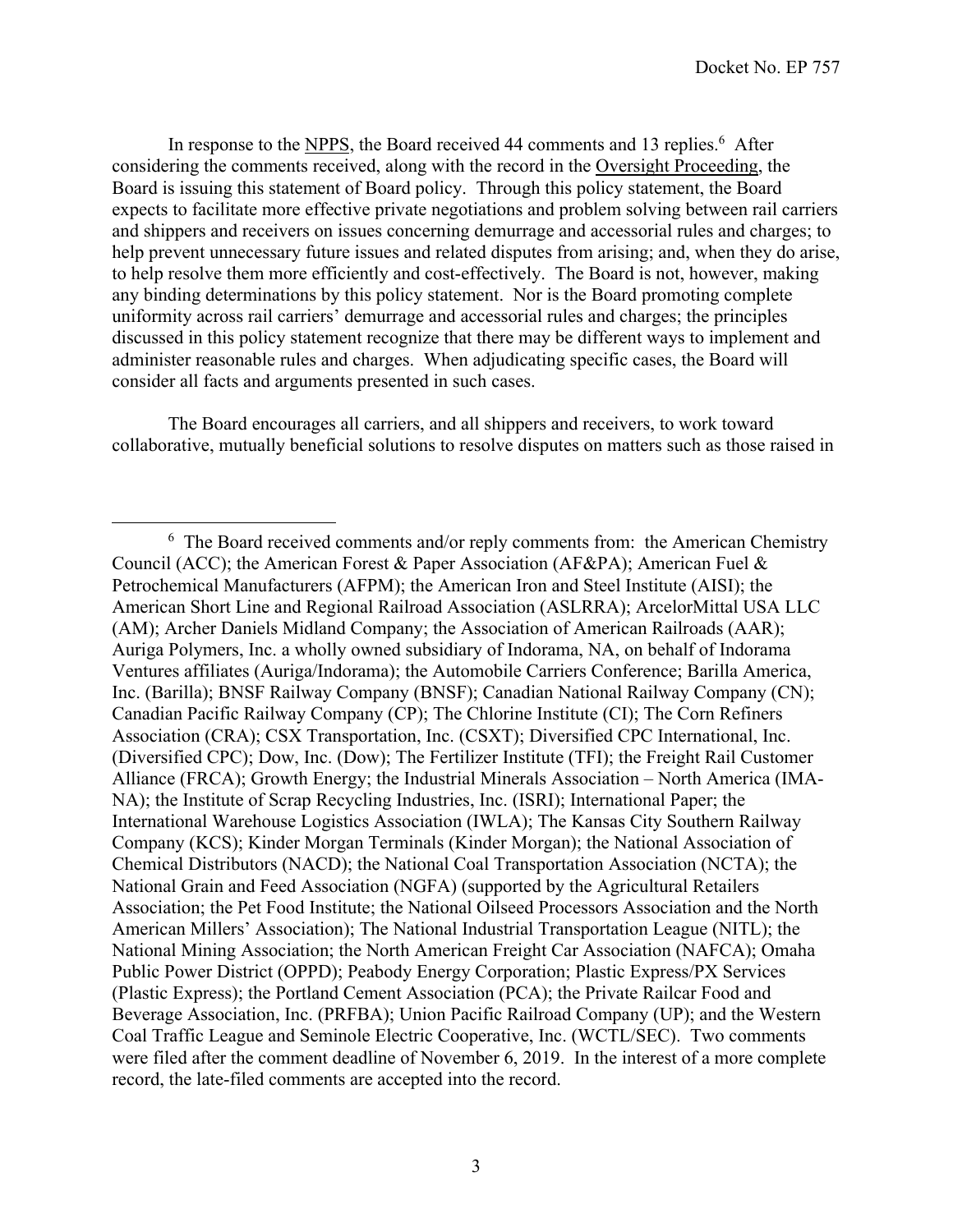In response to the NPPS, the Board received 44 comments and 13 replies.[6] After considering the comments received, along with the record in the Oversight Proceeding, the Board is issuing this statement of Board policy. Through this policy statement, the Board expects to facilitate more effective private negotiations and problem solving between rail carriers and shippers and receivers on issues concerning demurrage and accessorial rules and charges; to help prevent unnecessary future issues and related disputes from arising; and, when they do arise, to help resolve them more efficiently and cost-effectively. The Board is not, however, making any binding determinations by this policy statement. Nor is the Board promoting complete uniformity across rail carriers' demurrage and accessorial rules and charges; the principles discussed in this policy statement recognize that there may be different ways to implement and administer reasonable rules and charges. When adjudicating specific cases, the Board will consider all facts and arguments presented in such cases.

The Board encourages all carriers, and all shippers and receivers, to work toward collaborative, mutually beneficial solutions to resolve disputes on matters such as those raised in

---

[6] The Board received comments and/or reply comments from: the American Chemistry Council (ACC); the American Forest & Paper Association (AF&PA); American Fuel & Petrochemical Manufacturers (AFPM); the American Iron and Steel Institute (AISI); the American Short Line and Regional Railroad Association (ASLRRA); ArcelorMittal USA LLC (AM); Archer Daniels Midland Company; the Association of American Railroads (AAR); Auriga Polymers, Inc. a wholly owned subsidiary of Indorama, NA, on behalf of Indorama Ventures affiliates (Auriga/Indorama); the Automobile Carriers Conference; Barilla America, Inc. (Barilla); BNSF Railway Company (BNSF); Canadian National Railway Company (CN); Canadian Pacific Railway Company (CP); The Chlorine Institute (CI); The Corn Refiners Association (CRA); CSX Transportation, Inc. (CSXT); Diversified CPC International, Inc. (Diversified CPC); Dow, Inc. (Dow); The Fertilizer Institute (TFI); the Freight Rail Customer Alliance (FRCA); Growth Energy; the Industrial Minerals Association – North America (IMA-NA); the Institute of Scrap Recycling Industries, Inc. (ISRI); International Paper; the International Warehouse Logistics Association (IWLA); The Kansas City Southern Railway Company (KCS); Kinder Morgan Terminals (Kinder Morgan); the National Association of Chemical Distributors (NACD); the National Coal Transportation Association (NCTA); the National Grain and Feed Association (NGFA) (supported by the Agricultural Retailers Association; the Pet Food Institute; the National Oilseed Processors Association and the North American Millers' Association); The National Industrial Transportation League (NITL); the National Mining Association; the North American Freight Car Association (NAFCA); Omaha Public Power District (OPPD); Peabody Energy Corporation; Plastic Express/PX Services (Plastic Express); the Portland Cement Association (PCA); the Private Railcar Food and Beverage Association, Inc. (PRFBA); Union Pacific Railroad Company (UP); and the Western Coal Traffic League and Seminole Electric Cooperative, Inc. (WCTL/SEC). Two comments were filed after the comment deadline of November 6, 2019. In the interest of a more complete record, the late-filed comments are accepted into the record.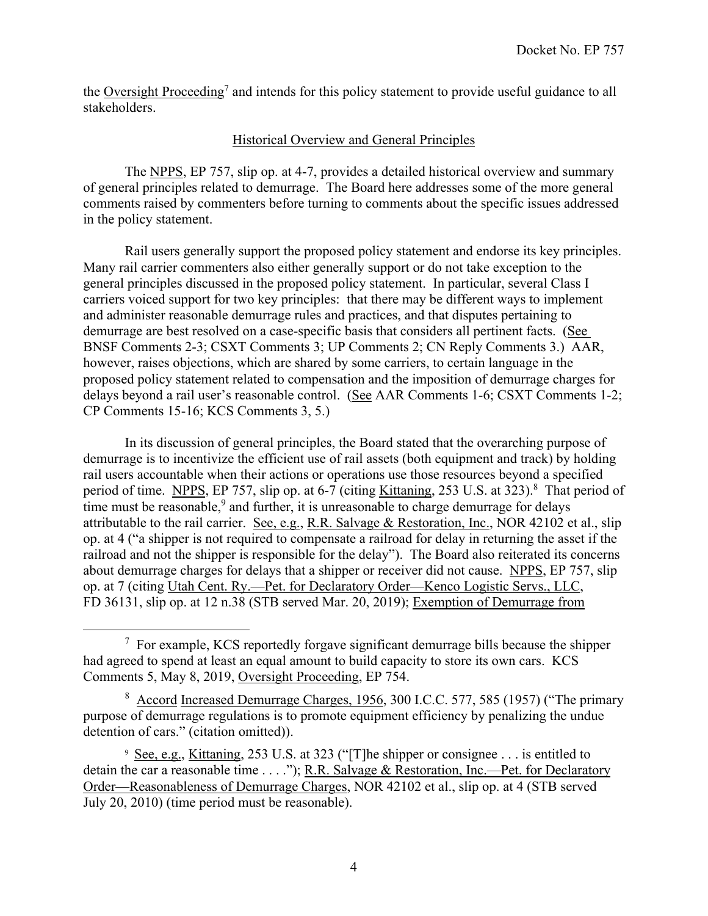the Oversight Proceeding[7] and intends for this policy statement to provide useful guidance to all stakeholders.

## Historical Overview and General Principles

The NPPS, EP 757, slip op. at 4-7, provides a detailed historical overview and summary of general principles related to demurrage. The Board here addresses some of the more general comments raised by commenters before turning to comments about the specific issues addressed in the policy statement.

Rail users generally support the proposed policy statement and endorse its key principles. Many rail carrier commenters also either generally support or do not take exception to the general principles discussed in the proposed policy statement. In particular, several Class I carriers voiced support for two key principles: that there may be different ways to implement and administer reasonable demurrage rules and practices, and that disputes pertaining to demurrage are best resolved on a case-specific basis that considers all pertinent facts. (See BNSF Comments 2-3; CSXT Comments 3; UP Comments 2; CN Reply Comments 3.) AAR, however, raises objections, which are shared by some carriers, to certain language in the proposed policy statement related to compensation and the imposition of demurrage charges for delays beyond a rail user's reasonable control. (See AAR Comments 1-6; CSXT Comments 1-2; CP Comments 15-16; KCS Comments 3, 5.)

In its discussion of general principles, the Board stated that the overarching purpose of demurrage is to incentivize the efficient use of rail assets (both equipment and track) by holding rail users accountable when their actions or operations use those resources beyond a specified period of time. NPPS, EP 757, slip op. at 6-7 (citing Kittaning, 253 U.S. at 323).[8] That period of time must be reasonable,[9] and further, it is unreasonable to charge demurrage for delays attributable to the rail carrier. See, e.g., R.R. Salvage & Restoration, Inc., NOR 42102 et al., slip op. at 4 ("a shipper is not required to compensate a railroad for delay in returning the asset if the railroad and not the shipper is responsible for the delay"). The Board also reiterated its concerns about demurrage charges for delays that a shipper or receiver did not cause. NPPS, EP 757, slip op. at 7 (citing Utah Cent. Ry.—Pet. for Declaratory Order—Kenco Logistic Servs., LLC, FD 36131, slip op. at 12 n.38 (STB served Mar. 20, 2019); Exemption of Demurrage from

---

[7] For example, KCS reportedly forgave significant demurrage bills because the shipper had agreed to spend at least an equal amount to build capacity to store its own cars. KCS Comments 5, May 8, 2019, Oversight Proceeding, EP 754.

[8] Accord Increased Demurrage Charges, 1956, 300 I.C.C. 577, 585 (1957) ("The primary purpose of demurrage regulations is to promote equipment efficiency by penalizing the undue detention of cars." (citation omitted)).

[9] See, e.g., Kittaning, 253 U.S. at 323 ("[T]he shipper or consignee . . . is entitled to detain the car a reasonable time . . . ."); R.R. Salvage & Restoration, Inc.—Pet. for Declaratory Order—Reasonableness of Demurrage Charges, NOR 42102 et al., slip op. at 4 (STB served July 20, 2010) (time period must be reasonable).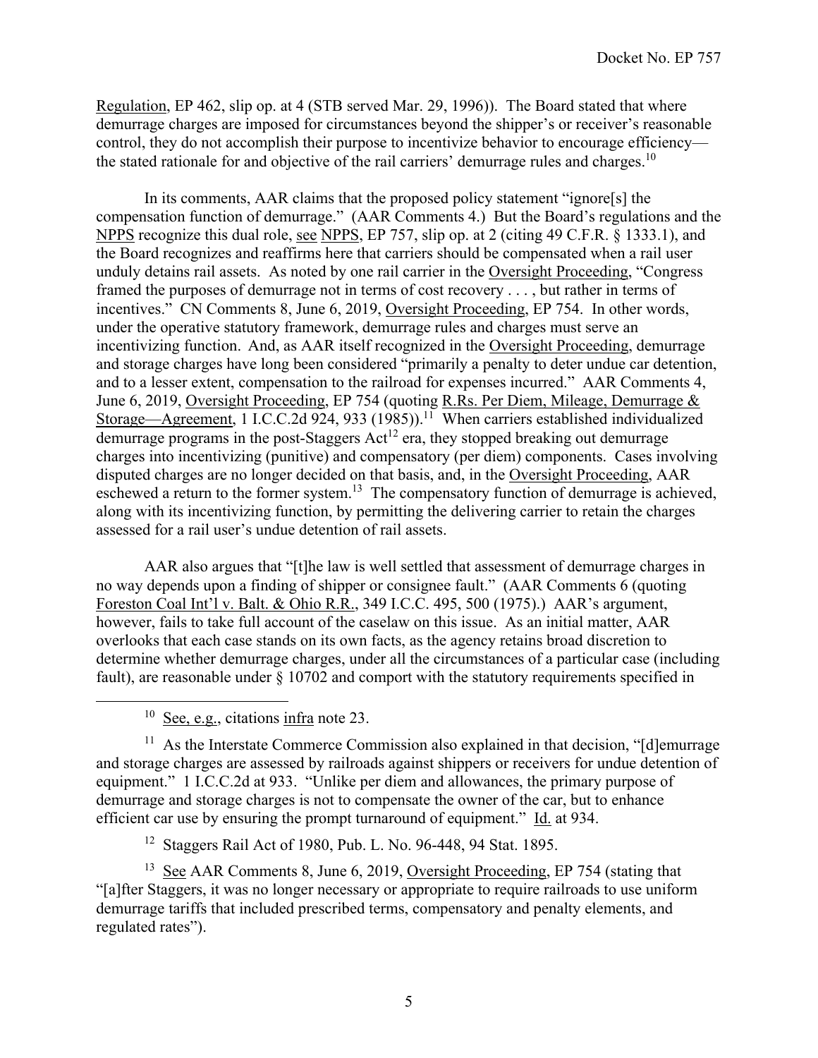Regulation, EP 462, slip op. at 4 (STB served Mar. 29, 1996)). The Board stated that where demurrage charges are imposed for circumstances beyond the shipper's or receiver's reasonable control, they do not accomplish their purpose to incentivize behavior to encourage efficiency—the stated rationale for and objective of the rail carriers' demurrage rules and charges.[10]

In its comments, AAR claims that the proposed policy statement "ignore[s] the compensation function of demurrage." (AAR Comments 4.) But the Board's regulations and the NPPS recognize this dual role, see NPPS, EP 757, slip op. at 2 (citing 49 C.F.R. § 1333.1), and the Board recognizes and reaffirms here that carriers should be compensated when a rail user unduly detains rail assets. As noted by one rail carrier in the Oversight Proceeding, "Congress framed the purposes of demurrage not in terms of cost recovery . . . , but rather in terms of incentives." CN Comments 8, June 6, 2019, Oversight Proceeding, EP 754. In other words, under the operative statutory framework, demurrage rules and charges must serve an incentivizing function. And, as AAR itself recognized in the Oversight Proceeding, demurrage and storage charges have long been considered "primarily a penalty to deter undue car detention, and to a lesser extent, compensation to the railroad for expenses incurred." AAR Comments 4, June 6, 2019, Oversight Proceeding, EP 754 (quoting R.Rs. Per Diem, Mileage, Demurrage & Storage—Agreement, 1 I.C.C.2d 924, 933 (1985)).[11] When carriers established individualized demurrage programs in the post-Staggers Act[12] era, they stopped breaking out demurrage charges into incentivizing (punitive) and compensatory (per diem) components. Cases involving disputed charges are no longer decided on that basis, and, in the Oversight Proceeding, AAR eschewed a return to the former system.[13] The compensatory function of demurrage is achieved, along with its incentivizing function, by permitting the delivering carrier to retain the charges assessed for a rail user's undue detention of rail assets.

AAR also argues that "[t]he law is well settled that assessment of demurrage charges in no way depends upon a finding of shipper or consignee fault." (AAR Comments 6 (quoting Foreston Coal Int'l v. Balt. & Ohio R.R., 349 I.C.C. 495, 500 (1975).) AAR's argument, however, fails to take full account of the caselaw on this issue. As an initial matter, AAR overlooks that each case stands on its own facts, as the agency retains broad discretion to determine whether demurrage charges, under all the circumstances of a particular case (including fault), are reasonable under § 10702 and comport with the statutory requirements specified in

---

[10] See, e.g., citations infra note 23.

[11] As the Interstate Commerce Commission also explained in that decision, "[d]emurrage and storage charges are assessed by railroads against shippers or receivers for undue detention of equipment." 1 I.C.C.2d at 933. "Unlike per diem and allowances, the primary purpose of demurrage and storage charges is not to compensate the owner of the car, but to enhance efficient car use by ensuring the prompt turnaround of equipment." Id. at 934.

[12] Staggers Rail Act of 1980, Pub. L. No. 96-448, 94 Stat. 1895.

[13] See AAR Comments 8, June 6, 2019, Oversight Proceeding, EP 754 (stating that "[a]fter Staggers, it was no longer necessary or appropriate to require railroads to use uniform demurrage tariffs that included prescribed terms, compensatory and penalty elements, and regulated rates").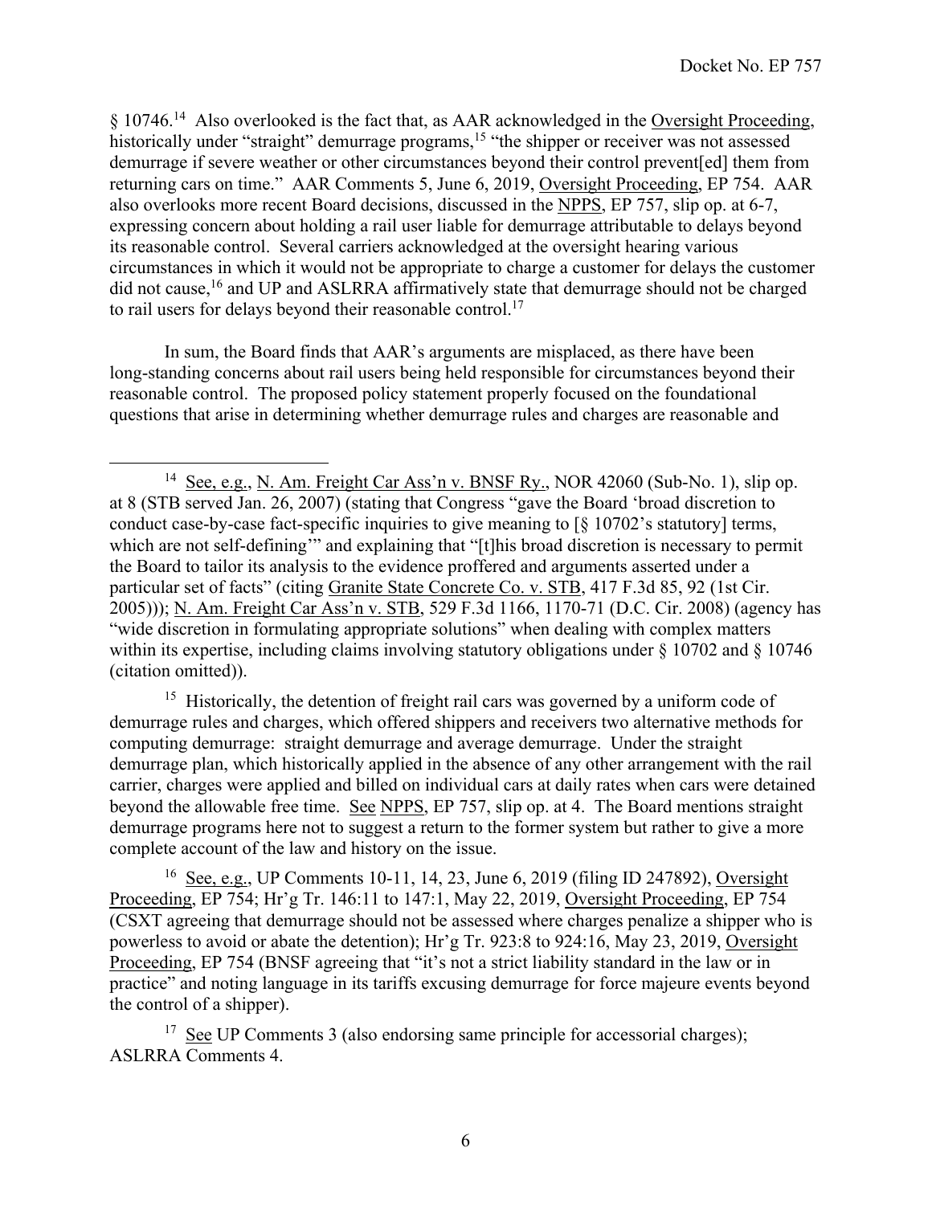§ 10746.[14] Also overlooked is the fact that, as AAR acknowledged in the Oversight Proceeding, historically under "straight" demurrage programs,[15] "the shipper or receiver was not assessed demurrage if severe weather or other circumstances beyond their control prevent[ed] them from returning cars on time." AAR Comments 5, June 6, 2019, Oversight Proceeding, EP 754. AAR also overlooks more recent Board decisions, discussed in the NPPS, EP 757, slip op. at 6-7, expressing concern about holding a rail user liable for demurrage attributable to delays beyond its reasonable control. Several carriers acknowledged at the oversight hearing various circumstances in which it would not be appropriate to charge a customer for delays the customer did not cause,[16] and UP and ASLRRA affirmatively state that demurrage should not be charged to rail users for delays beyond their reasonable control.[17]

In sum, the Board finds that AAR's arguments are misplaced, as there have been long-standing concerns about rail users being held responsible for circumstances beyond their reasonable control. The proposed policy statement properly focused on the foundational questions that arise in determining whether demurrage rules and charges are reasonable and

---

[14] See, e.g., N. Am. Freight Car Ass'n v. BNSF Ry., NOR 42060 (Sub-No. 1), slip op. at 8 (STB served Jan. 26, 2007) (stating that Congress "gave the Board 'broad discretion to conduct case-by-case fact-specific inquiries to give meaning to [§ 10702's statutory] terms, which are not self-defining'" and explaining that "[t]his broad discretion is necessary to permit the Board to tailor its analysis to the evidence proffered and arguments asserted under a particular set of facts" (citing Granite State Concrete Co. v. STB, 417 F.3d 85, 92 (1st Cir. 2005))); N. Am. Freight Car Ass'n v. STB, 529 F.3d 1166, 1170-71 (D.C. Cir. 2008) (agency has "wide discretion in formulating appropriate solutions" when dealing with complex matters within its expertise, including claims involving statutory obligations under § 10702 and § 10746 (citation omitted)).

[15] Historically, the detention of freight rail cars was governed by a uniform code of demurrage rules and charges, which offered shippers and receivers two alternative methods for computing demurrage: straight demurrage and average demurrage. Under the straight demurrage plan, which historically applied in the absence of any other arrangement with the rail carrier, charges were applied and billed on individual cars at daily rates when cars were detained beyond the allowable free time. See NPPS, EP 757, slip op. at 4. The Board mentions straight demurrage programs here not to suggest a return to the former system but rather to give a more complete account of the law and history on the issue.

[16] See, e.g., UP Comments 10-11, 14, 23, June 6, 2019 (filing ID 247892), Oversight Proceeding, EP 754; Hr'g Tr. 146:11 to 147:1, May 22, 2019, Oversight Proceeding, EP 754 (CSXT agreeing that demurrage should not be assessed where charges penalize a shipper who is powerless to avoid or abate the detention); Hr'g Tr. 923:8 to 924:16, May 23, 2019, Oversight Proceeding, EP 754 (BNSF agreeing that "it's not a strict liability standard in the law or in practice" and noting language in its tariffs excusing demurrage for force majeure events beyond the control of a shipper).

[17] See UP Comments 3 (also endorsing same principle for accessorial charges); ASLRRA Comments 4.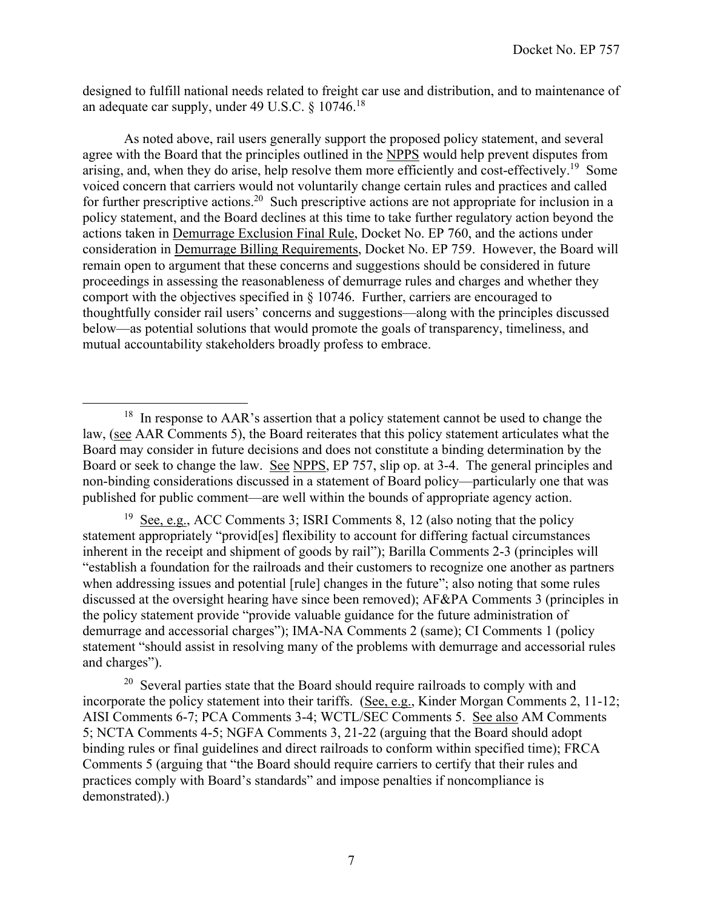designed to fulfill national needs related to freight car use and distribution, and to maintenance of an adequate car supply, under 49 U.S.C. § 10746.[18]

As noted above, rail users generally support the proposed policy statement, and several agree with the Board that the principles outlined in the NPPS would help prevent disputes from arising, and, when they do arise, help resolve them more efficiently and cost-effectively.[19] Some voiced concern that carriers would not voluntarily change certain rules and practices and called for further prescriptive actions.[20] Such prescriptive actions are not appropriate for inclusion in a policy statement, and the Board declines at this time to take further regulatory action beyond the actions taken in Demurrage Exclusion Final Rule, Docket No. EP 760, and the actions under consideration in Demurrage Billing Requirements, Docket No. EP 759. However, the Board will remain open to argument that these concerns and suggestions should be considered in future proceedings in assessing the reasonableness of demurrage rules and charges and whether they comport with the objectives specified in § 10746. Further, carriers are encouraged to thoughtfully consider rail users' concerns and suggestions—along with the principles discussed below—as potential solutions that would promote the goals of transparency, timeliness, and mutual accountability stakeholders broadly profess to embrace.

---

[18] In response to AAR's assertion that a policy statement cannot be used to change the law, (see AAR Comments 5), the Board reiterates that this policy statement articulates what the Board may consider in future decisions and does not constitute a binding determination by the Board or seek to change the law. See NPPS, EP 757, slip op. at 3-4. The general principles and non-binding considerations discussed in a statement of Board policy—particularly one that was published for public comment—are well within the bounds of appropriate agency action.

[19] See, e.g., ACC Comments 3; ISRI Comments 8, 12 (also noting that the policy statement appropriately "provid[es] flexibility to account for differing factual circumstances inherent in the receipt and shipment of goods by rail"); Barilla Comments 2-3 (principles will "establish a foundation for the railroads and their customers to recognize one another as partners when addressing issues and potential [rule] changes in the future"; also noting that some rules discussed at the oversight hearing have since been removed); AF&PA Comments 3 (principles in the policy statement provide "provide valuable guidance for the future administration of demurrage and accessorial charges"); IMA-NA Comments 2 (same); CI Comments 1 (policy statement "should assist in resolving many of the problems with demurrage and accessorial rules and charges").

[20] Several parties state that the Board should require railroads to comply with and incorporate the policy statement into their tariffs. (See, e.g., Kinder Morgan Comments 2, 11-12; AISI Comments 6-7; PCA Comments 3-4; WCTL/SEC Comments 5. See also AM Comments 5; NCTA Comments 4-5; NGFA Comments 3, 21-22 (arguing that the Board should adopt binding rules or final guidelines and direct railroads to conform within specified time); FRCA Comments 5 (arguing that "the Board should require carriers to certify that their rules and practices comply with Board's standards" and impose penalties if noncompliance is demonstrated).)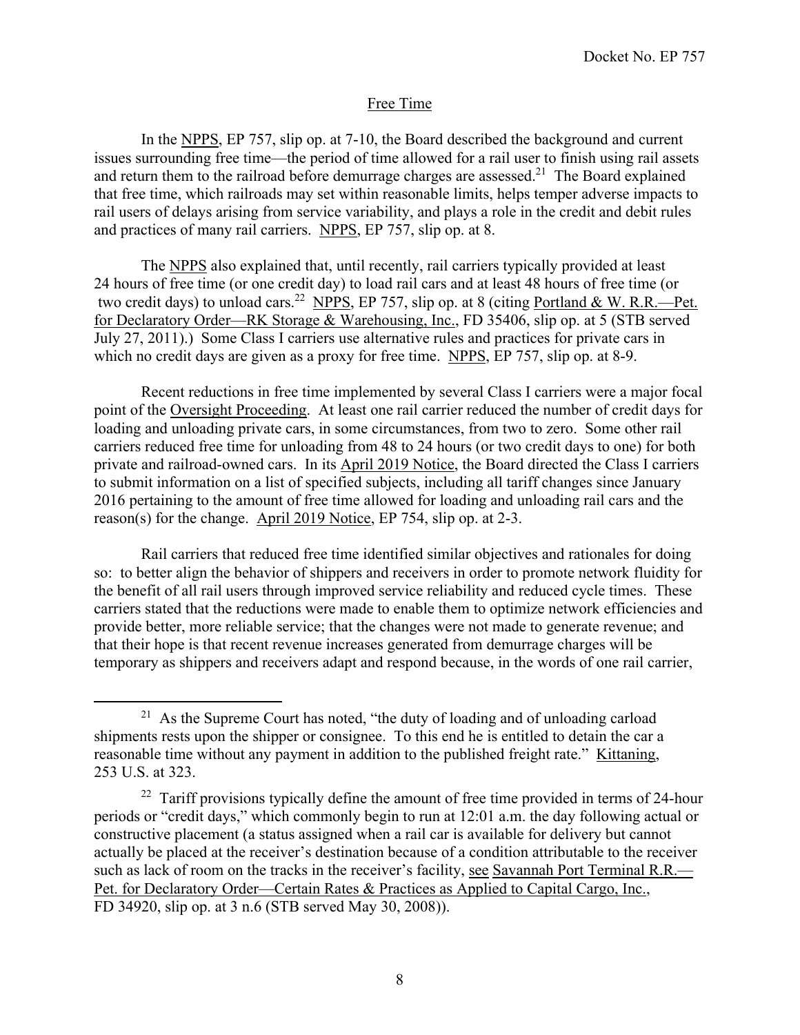## Free Time

In the NPPS, EP 757, slip op. at 7-10, the Board described the background and current issues surrounding free time—the period of time allowed for a rail user to finish using rail assets and return them to the railroad before demurrage charges are assessed.[21] The Board explained that free time, which railroads may set within reasonable limits, helps temper adverse impacts to rail users of delays arising from service variability, and plays a role in the credit and debit rules and practices of many rail carriers. NPPS, EP 757, slip op. at 8.

The NPPS also explained that, until recently, rail carriers typically provided at least 24 hours of free time (or one credit day) to load rail cars and at least 48 hours of free time (or two credit days) to unload cars.[22] NPPS, EP 757, slip op. at 8 (citing Portland & W. R.R.—Pet. for Declaratory Order—RK Storage & Warehousing, Inc., FD 35406, slip op. at 5 (STB served July 27, 2011).) Some Class I carriers use alternative rules and practices for private cars in which no credit days are given as a proxy for free time. NPPS, EP 757, slip op. at 8-9.

Recent reductions in free time implemented by several Class I carriers were a major focal point of the Oversight Proceeding. At least one rail carrier reduced the number of credit days for loading and unloading private cars, in some circumstances, from two to zero. Some other rail carriers reduced free time for unloading from 48 to 24 hours (or two credit days to one) for both private and railroad-owned cars. In its April 2019 Notice, the Board directed the Class I carriers to submit information on a list of specified subjects, including all tariff changes since January 2016 pertaining to the amount of free time allowed for loading and unloading rail cars and the reason(s) for the change. April 2019 Notice, EP 754, slip op. at 2-3.

Rail carriers that reduced free time identified similar objectives and rationales for doing so: to better align the behavior of shippers and receivers in order to promote network fluidity for the benefit of all rail users through improved service reliability and reduced cycle times. These carriers stated that the reductions were made to enable them to optimize network efficiencies and provide better, more reliable service; that the changes were not made to generate revenue; and that their hope is that recent revenue increases generated from demurrage charges will be temporary as shippers and receivers adapt and respond because, in the words of one rail carrier,

---

[21] As the Supreme Court has noted, "the duty of loading and of unloading carload shipments rests upon the shipper or consignee. To this end he is entitled to detain the car a reasonable time without any payment in addition to the published freight rate." Kittaning, 253 U.S. at 323.

[22] Tariff provisions typically define the amount of free time provided in terms of 24-hour periods or "credit days," which commonly begin to run at 12:01 a.m. the day following actual or constructive placement (a status assigned when a rail car is available for delivery but cannot actually be placed at the receiver's destination because of a condition attributable to the receiver such as lack of room on the tracks in the receiver's facility, see Savannah Port Terminal R.R.—Pet. for Declaratory Order—Certain Rates & Practices as Applied to Capital Cargo, Inc., FD 34920, slip op. at 3 n.6 (STB served May 30, 2008)).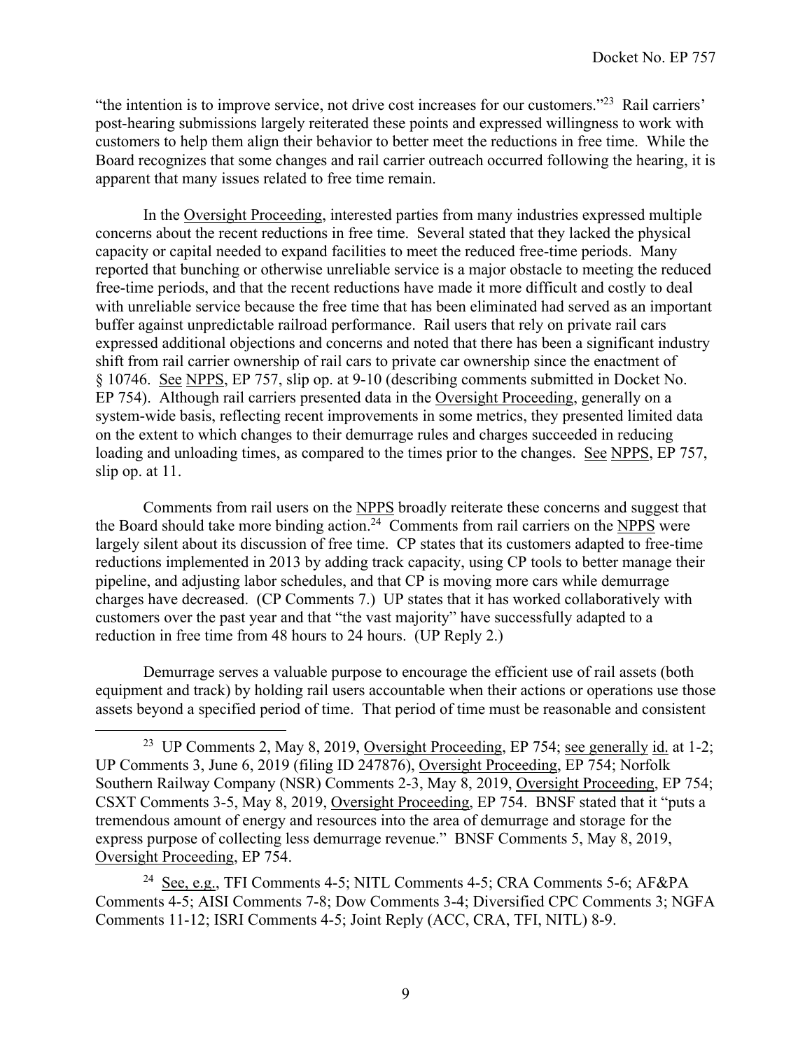"the intention is to improve service, not drive cost increases for our customers."[23] Rail carriers' post-hearing submissions largely reiterated these points and expressed willingness to work with customers to help them align their behavior to better meet the reductions in free time. While the Board recognizes that some changes and rail carrier outreach occurred following the hearing, it is apparent that many issues related to free time remain.

In the Oversight Proceeding, interested parties from many industries expressed multiple concerns about the recent reductions in free time. Several stated that they lacked the physical capacity or capital needed to expand facilities to meet the reduced free-time periods. Many reported that bunching or otherwise unreliable service is a major obstacle to meeting the reduced free-time periods, and that the recent reductions have made it more difficult and costly to deal with unreliable service because the free time that has been eliminated had served as an important buffer against unpredictable railroad performance. Rail users that rely on private rail cars expressed additional objections and concerns and noted that there has been a significant industry shift from rail carrier ownership of rail cars to private car ownership since the enactment of § 10746. See NPPS, EP 757, slip op. at 9-10 (describing comments submitted in Docket No. EP 754). Although rail carriers presented data in the Oversight Proceeding, generally on a system-wide basis, reflecting recent improvements in some metrics, they presented limited data on the extent to which changes to their demurrage rules and charges succeeded in reducing loading and unloading times, as compared to the times prior to the changes. See NPPS, EP 757, slip op. at 11.

Comments from rail users on the NPPS broadly reiterate these concerns and suggest that the Board should take more binding action.[24] Comments from rail carriers on the NPPS were largely silent about its discussion of free time. CP states that its customers adapted to free-time reductions implemented in 2013 by adding track capacity, using CP tools to better manage their pipeline, and adjusting labor schedules, and that CP is moving more cars while demurrage charges have decreased. (CP Comments 7.) UP states that it has worked collaboratively with customers over the past year and that "the vast majority" have successfully adapted to a reduction in free time from 48 hours to 24 hours. (UP Reply 2.)

Demurrage serves a valuable purpose to encourage the efficient use of rail assets (both equipment and track) by holding rail users accountable when their actions or operations use those assets beyond a specified period of time. That period of time must be reasonable and consistent

---

[23] UP Comments 2, May 8, 2019, Oversight Proceeding, EP 754; see generally id. at 1-2; UP Comments 3, June 6, 2019 (filing ID 247876), Oversight Proceeding, EP 754; Norfolk Southern Railway Company (NSR) Comments 2-3, May 8, 2019, Oversight Proceeding, EP 754; CSXT Comments 3-5, May 8, 2019, Oversight Proceeding, EP 754. BNSF stated that it "puts a tremendous amount of energy and resources into the area of demurrage and storage for the express purpose of collecting less demurrage revenue." BNSF Comments 5, May 8, 2019, Oversight Proceeding, EP 754.

[24] See, e.g., TFI Comments 4-5; NITL Comments 4-5; CRA Comments 5-6; AF&PA Comments 4-5; AISI Comments 7-8; Dow Comments 3-4; Diversified CPC Comments 3; NGFA Comments 11-12; ISRI Comments 4-5; Joint Reply (ACC, CRA, TFI, NITL) 8-9.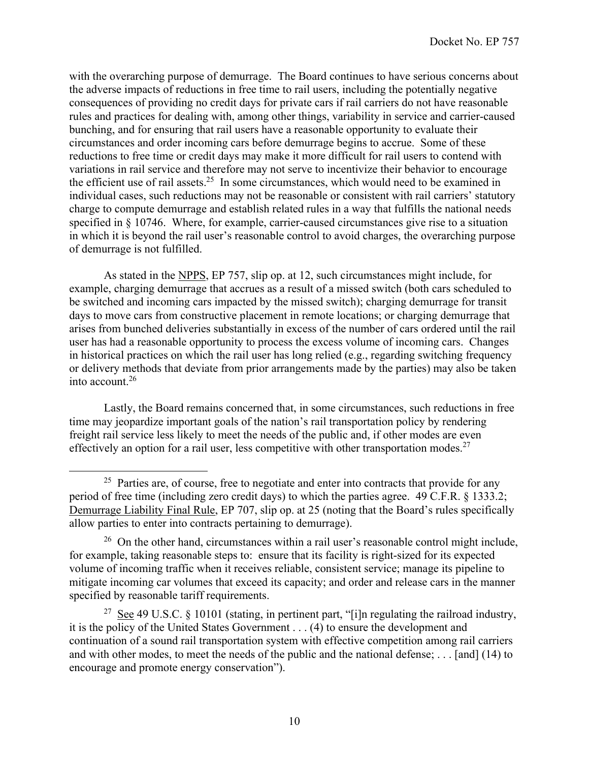with the overarching purpose of demurrage. The Board continues to have serious concerns about the adverse impacts of reductions in free time to rail users, including the potentially negative consequences of providing no credit days for private cars if rail carriers do not have reasonable rules and practices for dealing with, among other things, variability in service and carrier-caused bunching, and for ensuring that rail users have a reasonable opportunity to evaluate their circumstances and order incoming cars before demurrage begins to accrue. Some of these reductions to free time or credit days may make it more difficult for rail users to contend with variations in rail service and therefore may not serve to incentivize their behavior to encourage the efficient use of rail assets.[25] In some circumstances, which would need to be examined in individual cases, such reductions may not be reasonable or consistent with rail carriers' statutory charge to compute demurrage and establish related rules in a way that fulfills the national needs specified in § 10746. Where, for example, carrier-caused circumstances give rise to a situation in which it is beyond the rail user's reasonable control to avoid charges, the overarching purpose of demurrage is not fulfilled.

As stated in the NPPS, EP 757, slip op. at 12, such circumstances might include, for example, charging demurrage that accrues as a result of a missed switch (both cars scheduled to be switched and incoming cars impacted by the missed switch); charging demurrage for transit days to move cars from constructive placement in remote locations; or charging demurrage that arises from bunched deliveries substantially in excess of the number of cars ordered until the rail user has had a reasonable opportunity to process the excess volume of incoming cars. Changes in historical practices on which the rail user has long relied (e.g., regarding switching frequency or delivery methods that deviate from prior arrangements made by the parties) may also be taken into account.[26]

Lastly, the Board remains concerned that, in some circumstances, such reductions in free time may jeopardize important goals of the nation's rail transportation policy by rendering freight rail service less likely to meet the needs of the public and, if other modes are even effectively an option for a rail user, less competitive with other transportation modes.[27]

---

[25] Parties are, of course, free to negotiate and enter into contracts that provide for any period of free time (including zero credit days) to which the parties agree. 49 C.F.R. § 1333.2; Demurrage Liability Final Rule, EP 707, slip op. at 25 (noting that the Board's rules specifically allow parties to enter into contracts pertaining to demurrage).

[26] On the other hand, circumstances within a rail user's reasonable control might include, for example, taking reasonable steps to: ensure that its facility is right-sized for its expected volume of incoming traffic when it receives reliable, consistent service; manage its pipeline to mitigate incoming car volumes that exceed its capacity; and order and release cars in the manner specified by reasonable tariff requirements.

[27] See 49 U.S.C. § 10101 (stating, in pertinent part, "[i]n regulating the railroad industry, it is the policy of the United States Government . . . (4) to ensure the development and continuation of a sound rail transportation system with effective competition among rail carriers and with other modes, to meet the needs of the public and the national defense; . . . [and] (14) to encourage and promote energy conservation").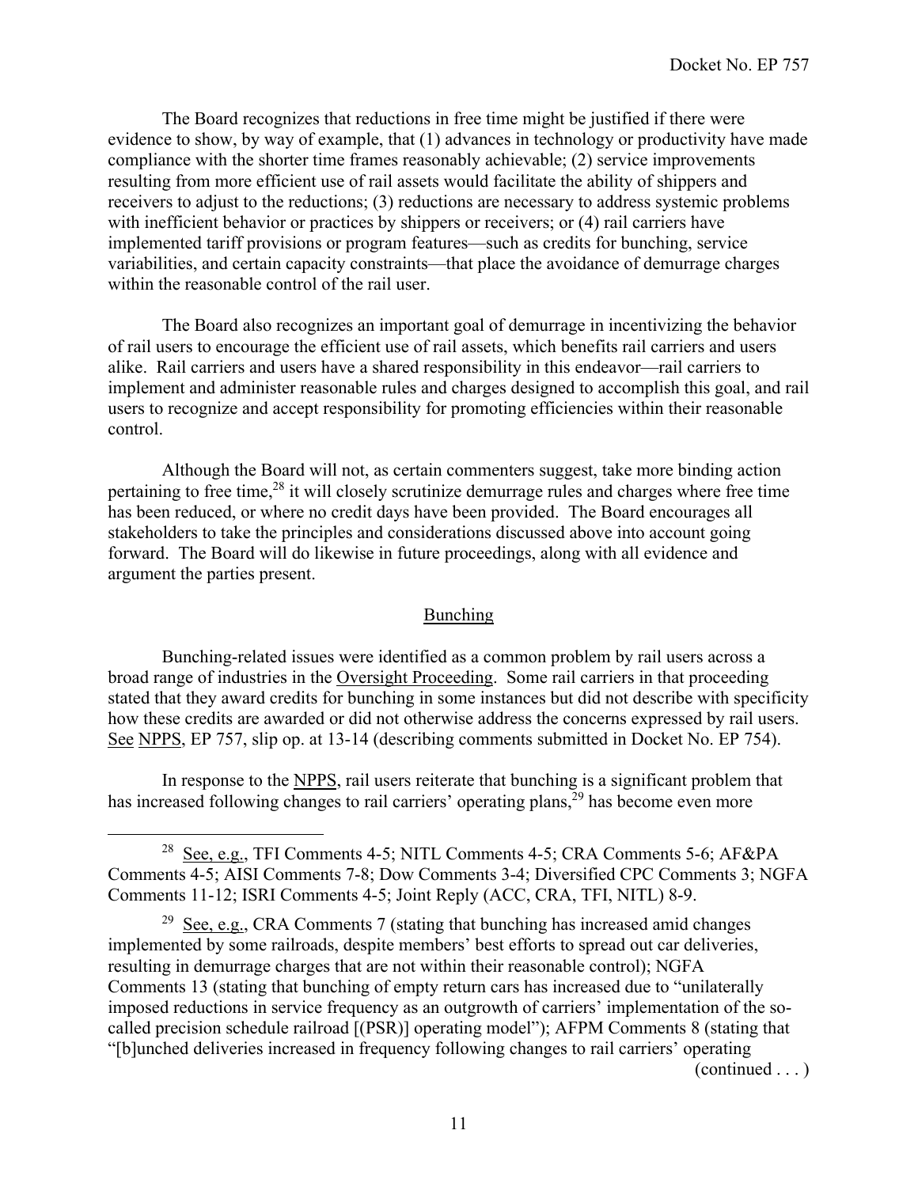The Board recognizes that reductions in free time might be justified if there were evidence to show, by way of example, that (1) advances in technology or productivity have made compliance with the shorter time frames reasonably achievable; (2) service improvements resulting from more efficient use of rail assets would facilitate the ability of shippers and receivers to adjust to the reductions; (3) reductions are necessary to address systemic problems with inefficient behavior or practices by shippers or receivers; or (4) rail carriers have implemented tariff provisions or program features—such as credits for bunching, service variabilities, and certain capacity constraints—that place the avoidance of demurrage charges within the reasonable control of the rail user.

The Board also recognizes an important goal of demurrage in incentivizing the behavior of rail users to encourage the efficient use of rail assets, which benefits rail carriers and users alike. Rail carriers and users have a shared responsibility in this endeavor—rail carriers to implement and administer reasonable rules and charges designed to accomplish this goal, and rail users to recognize and accept responsibility for promoting efficiencies within their reasonable control.

Although the Board will not, as certain commenters suggest, take more binding action pertaining to free time,[28] it will closely scrutinize demurrage rules and charges where free time has been reduced, or where no credit days have been provided. The Board encourages all stakeholders to take the principles and considerations discussed above into account going forward. The Board will do likewise in future proceedings, along with all evidence and argument the parties present.

## Bunching

Bunching-related issues were identified as a common problem by rail users across a broad range of industries in the Oversight Proceeding. Some rail carriers in that proceeding stated that they award credits for bunching in some instances but did not describe with specificity how these credits are awarded or did not otherwise address the concerns expressed by rail users. See NPPS, EP 757, slip op. at 13-14 (describing comments submitted in Docket No. EP 754).

In response to the NPPS, rail users reiterate that bunching is a significant problem that has increased following changes to rail carriers' operating plans,[29] has become even more

[28] See, e.g., TFI Comments 4-5; NITL Comments 4-5; CRA Comments 5-6; AF&PA Comments 4-5; AISI Comments 7-8; Dow Comments 3-4; Diversified CPC Comments 3; NGFA Comments 11-12; ISRI Comments 4-5; Joint Reply (ACC, CRA, TFI, NITL) 8-9.

[29] See, e.g., CRA Comments 7 (stating that bunching has increased amid changes implemented by some railroads, despite members' best efforts to spread out car deliveries, resulting in demurrage charges that are not within their reasonable control); NGFA Comments 13 (stating that bunching of empty return cars has increased due to "unilaterally imposed reductions in service frequency as an outgrowth of carriers' implementation of the so-called precision schedule railroad [(PSR)] operating model"); AFPM Comments 8 (stating that "[b]unched deliveries increased in frequency following changes to rail carriers' operating (continued . . . )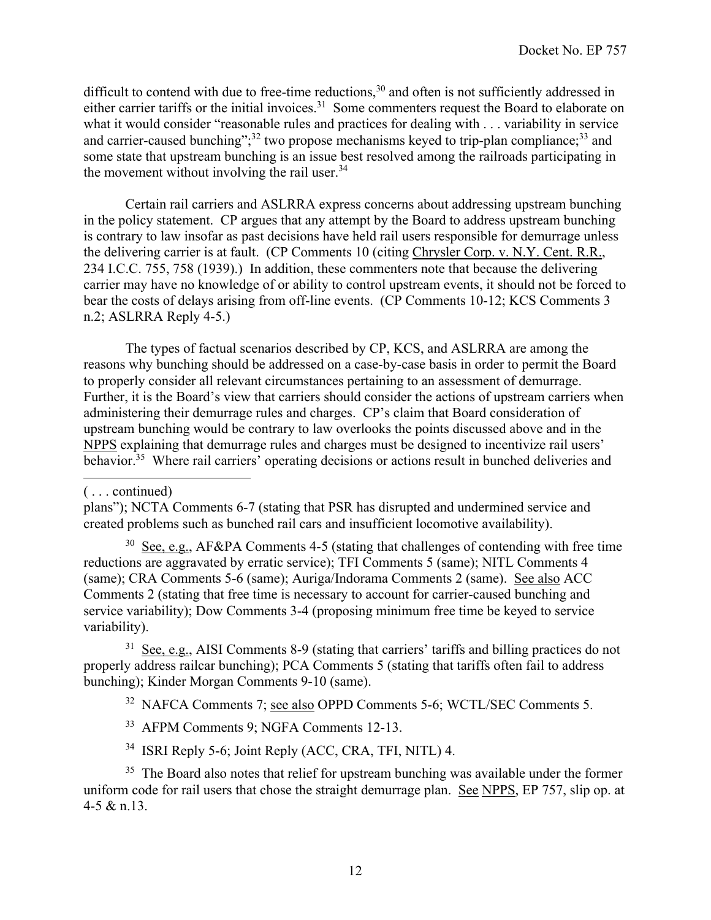difficult to contend with due to free-time reductions,[30] and often is not sufficiently addressed in either carrier tariffs or the initial invoices.[31] Some commenters request the Board to elaborate on what it would consider "reasonable rules and practices for dealing with . . . variability in service and carrier-caused bunching";[32] two propose mechanisms keyed to trip-plan compliance;[33] and some state that upstream bunching is an issue best resolved among the railroads participating in the movement without involving the rail user.[34]

Certain rail carriers and ASLRRA express concerns about addressing upstream bunching in the policy statement. CP argues that any attempt by the Board to address upstream bunching is contrary to law insofar as past decisions have held rail users responsible for demurrage unless the delivering carrier is at fault. (CP Comments 10 (citing Chrysler Corp. v. N.Y. Cent. R.R., 234 I.C.C. 755, 758 (1939).) In addition, these commenters note that because the delivering carrier may have no knowledge of or ability to control upstream events, it should not be forced to bear the costs of delays arising from off-line events. (CP Comments 10-12; KCS Comments 3 n.2; ASLRRA Reply 4-5.)

The types of factual scenarios described by CP, KCS, and ASLRRA are among the reasons why bunching should be addressed on a case-by-case basis in order to permit the Board to properly consider all relevant circumstances pertaining to an assessment of demurrage. Further, it is the Board's view that carriers should consider the actions of upstream carriers when administering their demurrage rules and charges. CP's claim that Board consideration of upstream bunching would be contrary to law overlooks the points discussed above and in the NPPS explaining that demurrage rules and charges must be designed to incentivize rail users' behavior.[35] Where rail carriers' operating decisions or actions result in bunched deliveries and

---

( . . . continued)

plans"); NCTA Comments 6-7 (stating that PSR has disrupted and undermined service and created problems such as bunched rail cars and insufficient locomotive availability).

[30] See, e.g., AF&PA Comments 4-5 (stating that challenges of contending with free time reductions are aggravated by erratic service); TFI Comments 5 (same); NITL Comments 4 (same); CRA Comments 5-6 (same); Auriga/Indorama Comments 2 (same). See also ACC Comments 2 (stating that free time is necessary to account for carrier-caused bunching and service variability); Dow Comments 3-4 (proposing minimum free time be keyed to service variability).

[31] See, e.g., AISI Comments 8-9 (stating that carriers' tariffs and billing practices do not properly address railcar bunching); PCA Comments 5 (stating that tariffs often fail to address bunching); Kinder Morgan Comments 9-10 (same).

[32] NAFCA Comments 7; see also OPPD Comments 5-6; WCTL/SEC Comments 5.

[33] AFPM Comments 9; NGFA Comments 12-13.

[34] ISRI Reply 5-6; Joint Reply (ACC, CRA, TFI, NITL) 4.

[35] The Board also notes that relief for upstream bunching was available under the former uniform code for rail users that chose the straight demurrage plan. See NPPS, EP 757, slip op. at 4-5 & n.13.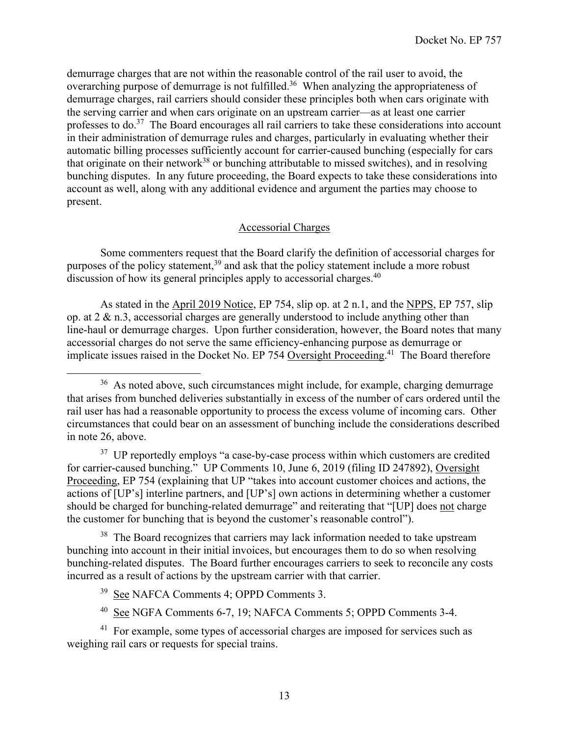demurrage charges that are not within the reasonable control of the rail user to avoid, the overarching purpose of demurrage is not fulfilled.[36] When analyzing the appropriateness of demurrage charges, rail carriers should consider these principles both when cars originate with the serving carrier and when cars originate on an upstream carrier—as at least one carrier professes to do.[37] The Board encourages all rail carriers to take these considerations into account in their administration of demurrage rules and charges, particularly in evaluating whether their automatic billing processes sufficiently account for carrier-caused bunching (especially for cars that originate on their network[38] or bunching attributable to missed switches), and in resolving bunching disputes. In any future proceeding, the Board expects to take these considerations into account as well, along with any additional evidence and argument the parties may choose to present.

## Accessorial Charges

Some commenters request that the Board clarify the definition of accessorial charges for purposes of the policy statement,[39] and ask that the policy statement include a more robust discussion of how its general principles apply to accessorial charges.[40]

As stated in the April 2019 Notice, EP 754, slip op. at 2 n.1, and the NPPS, EP 757, slip op. at 2 & n.3, accessorial charges are generally understood to include anything other than line-haul or demurrage charges. Upon further consideration, however, the Board notes that many accessorial charges do not serve the same efficiency-enhancing purpose as demurrage or implicate issues raised in the Docket No. EP 754 Oversight Proceeding.[41] The Board therefore

---

[36] As noted above, such circumstances might include, for example, charging demurrage that arises from bunched deliveries substantially in excess of the number of cars ordered until the rail user has had a reasonable opportunity to process the excess volume of incoming cars. Other circumstances that could bear on an assessment of bunching include the considerations described in note 26, above.

[37] UP reportedly employs "a case-by-case process within which customers are credited for carrier-caused bunching." UP Comments 10, June 6, 2019 (filing ID 247892), Oversight Proceeding, EP 754 (explaining that UP "takes into account customer choices and actions, the actions of [UP's] interline partners, and [UP's] own actions in determining whether a customer should be charged for bunching-related demurrage" and reiterating that "[UP] does not charge the customer for bunching that is beyond the customer's reasonable control").

[38] The Board recognizes that carriers may lack information needed to take upstream bunching into account in their initial invoices, but encourages them to do so when resolving bunching-related disputes. The Board further encourages carriers to seek to reconcile any costs incurred as a result of actions by the upstream carrier with that carrier.

[39] See NAFCA Comments 4; OPPD Comments 3.

[40] See NGFA Comments 6-7, 19; NAFCA Comments 5; OPPD Comments 3-4.

[41] For example, some types of accessorial charges are imposed for services such as weighing rail cars or requests for special trains.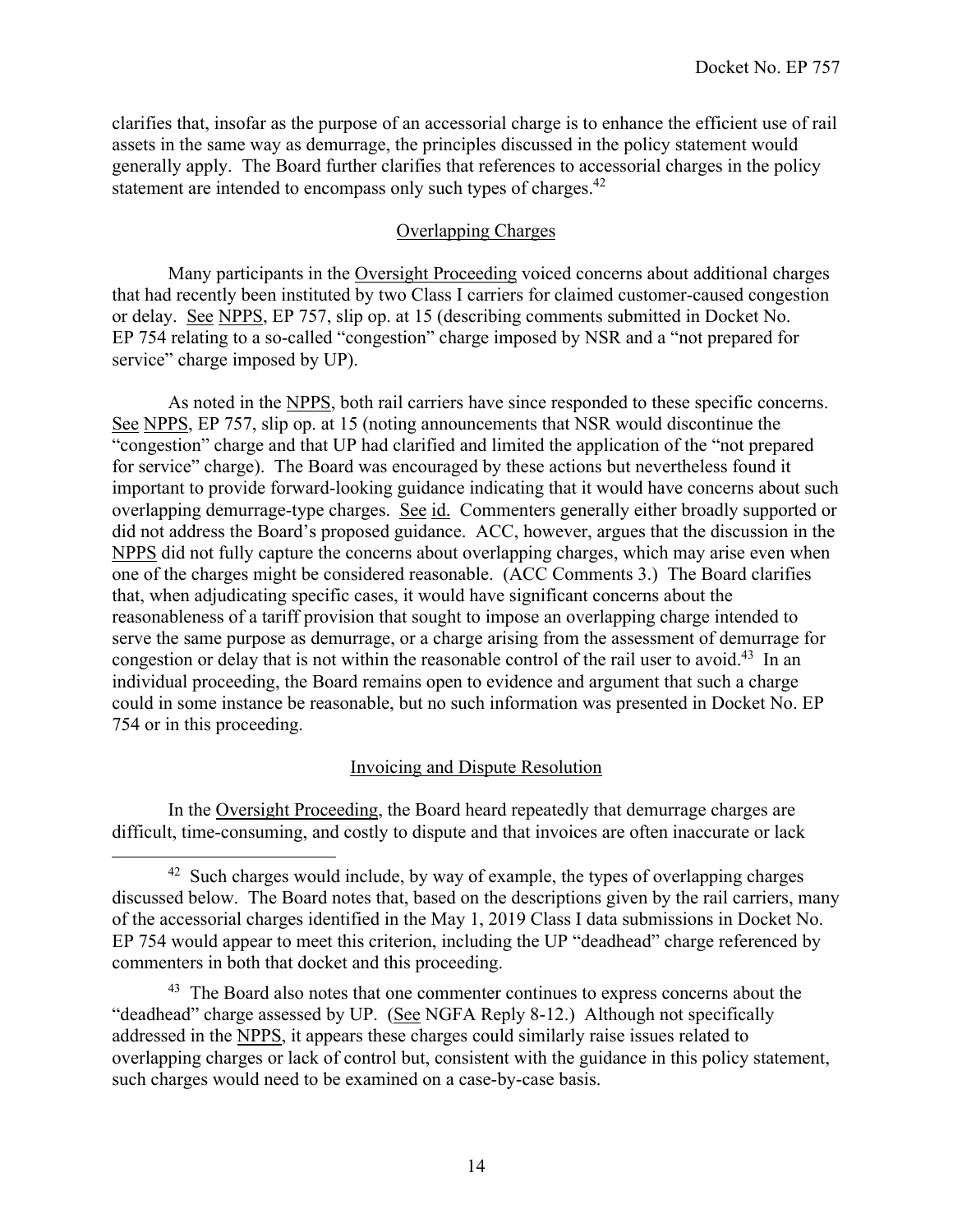clarifies that, insofar as the purpose of an accessorial charge is to enhance the efficient use of rail assets in the same way as demurrage, the principles discussed in the policy statement would generally apply. The Board further clarifies that references to accessorial charges in the policy statement are intended to encompass only such types of charges.[42]

## Overlapping Charges

Many participants in the Oversight Proceeding voiced concerns about additional charges that had recently been instituted by two Class I carriers for claimed customer-caused congestion or delay. See NPPS, EP 757, slip op. at 15 (describing comments submitted in Docket No. EP 754 relating to a so-called "congestion" charge imposed by NSR and a "not prepared for service" charge imposed by UP).

As noted in the NPPS, both rail carriers have since responded to these specific concerns. See NPPS, EP 757, slip op. at 15 (noting announcements that NSR would discontinue the "congestion" charge and that UP had clarified and limited the application of the "not prepared for service" charge). The Board was encouraged by these actions but nevertheless found it important to provide forward-looking guidance indicating that it would have concerns about such overlapping demurrage-type charges. See id. Commenters generally either broadly supported or did not address the Board's proposed guidance. ACC, however, argues that the discussion in the NPPS did not fully capture the concerns about overlapping charges, which may arise even when one of the charges might be considered reasonable. (ACC Comments 3.) The Board clarifies that, when adjudicating specific cases, it would have significant concerns about the reasonableness of a tariff provision that sought to impose an overlapping charge intended to serve the same purpose as demurrage, or a charge arising from the assessment of demurrage for congestion or delay that is not within the reasonable control of the rail user to avoid.[43] In an individual proceeding, the Board remains open to evidence and argument that such a charge could in some instance be reasonable, but no such information was presented in Docket No. EP 754 or in this proceeding.

## Invoicing and Dispute Resolution

In the Oversight Proceeding, the Board heard repeatedly that demurrage charges are difficult, time-consuming, and costly to dispute and that invoices are often inaccurate or lack

---

[42] Such charges would include, by way of example, the types of overlapping charges discussed below. The Board notes that, based on the descriptions given by the rail carriers, many of the accessorial charges identified in the May 1, 2019 Class I data submissions in Docket No. EP 754 would appear to meet this criterion, including the UP "deadhead" charge referenced by commenters in both that docket and this proceeding.

[43] The Board also notes that one commenter continues to express concerns about the "deadhead" charge assessed by UP. (See NGFA Reply 8-12.) Although not specifically addressed in the NPPS, it appears these charges could similarly raise issues related to overlapping charges or lack of control but, consistent with the guidance in this policy statement, such charges would need to be examined on a case-by-case basis.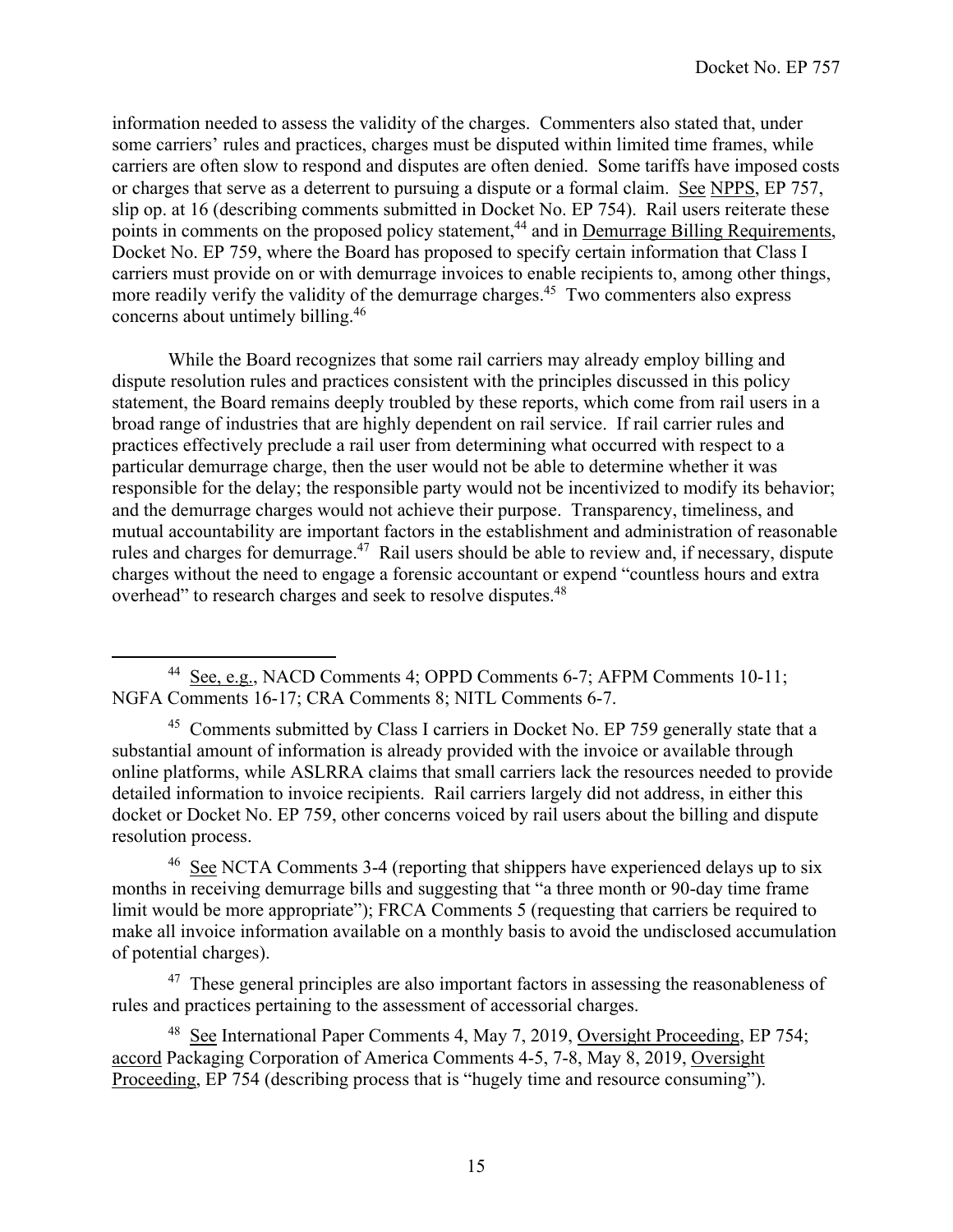information needed to assess the validity of the charges. Commenters also stated that, under some carriers' rules and practices, charges must be disputed within limited time frames, while carriers are often slow to respond and disputes are often denied. Some tariffs have imposed costs or charges that serve as a deterrent to pursuing a dispute or a formal claim. See NPPS, EP 757, slip op. at 16 (describing comments submitted in Docket No. EP 754). Rail users reiterate these points in comments on the proposed policy statement,[44] and in Demurrage Billing Requirements, Docket No. EP 759, where the Board has proposed to specify certain information that Class I carriers must provide on or with demurrage invoices to enable recipients to, among other things, more readily verify the validity of the demurrage charges.[45] Two commenters also express concerns about untimely billing.[46]

While the Board recognizes that some rail carriers may already employ billing and dispute resolution rules and practices consistent with the principles discussed in this policy statement, the Board remains deeply troubled by these reports, which come from rail users in a broad range of industries that are highly dependent on rail service. If rail carrier rules and practices effectively preclude a rail user from determining what occurred with respect to a particular demurrage charge, then the user would not be able to determine whether it was responsible for the delay; the responsible party would not be incentivized to modify its behavior; and the demurrage charges would not achieve their purpose. Transparency, timeliness, and mutual accountability are important factors in the establishment and administration of reasonable rules and charges for demurrage.[47] Rail users should be able to review and, if necessary, dispute charges without the need to engage a forensic accountant or expend "countless hours and extra overhead" to research charges and seek to resolve disputes.[48]

---

[44] See, e.g., NACD Comments 4; OPPD Comments 6-7; AFPM Comments 10-11; NGFA Comments 16-17; CRA Comments 8; NITL Comments 6-7.

[45] Comments submitted by Class I carriers in Docket No. EP 759 generally state that a substantial amount of information is already provided with the invoice or available through online platforms, while ASLRRA claims that small carriers lack the resources needed to provide detailed information to invoice recipients. Rail carriers largely did not address, in either this docket or Docket No. EP 759, other concerns voiced by rail users about the billing and dispute resolution process.

[46] See NCTA Comments 3-4 (reporting that shippers have experienced delays up to six months in receiving demurrage bills and suggesting that "a three month or 90-day time frame limit would be more appropriate"); FRCA Comments 5 (requesting that carriers be required to make all invoice information available on a monthly basis to avoid the undisclosed accumulation of potential charges).

[47] These general principles are also important factors in assessing the reasonableness of rules and practices pertaining to the assessment of accessorial charges.

[48] See International Paper Comments 4, May 7, 2019, Oversight Proceeding, EP 754; accord Packaging Corporation of America Comments 4-5, 7-8, May 8, 2019, Oversight Proceeding, EP 754 (describing process that is "hugely time and resource consuming").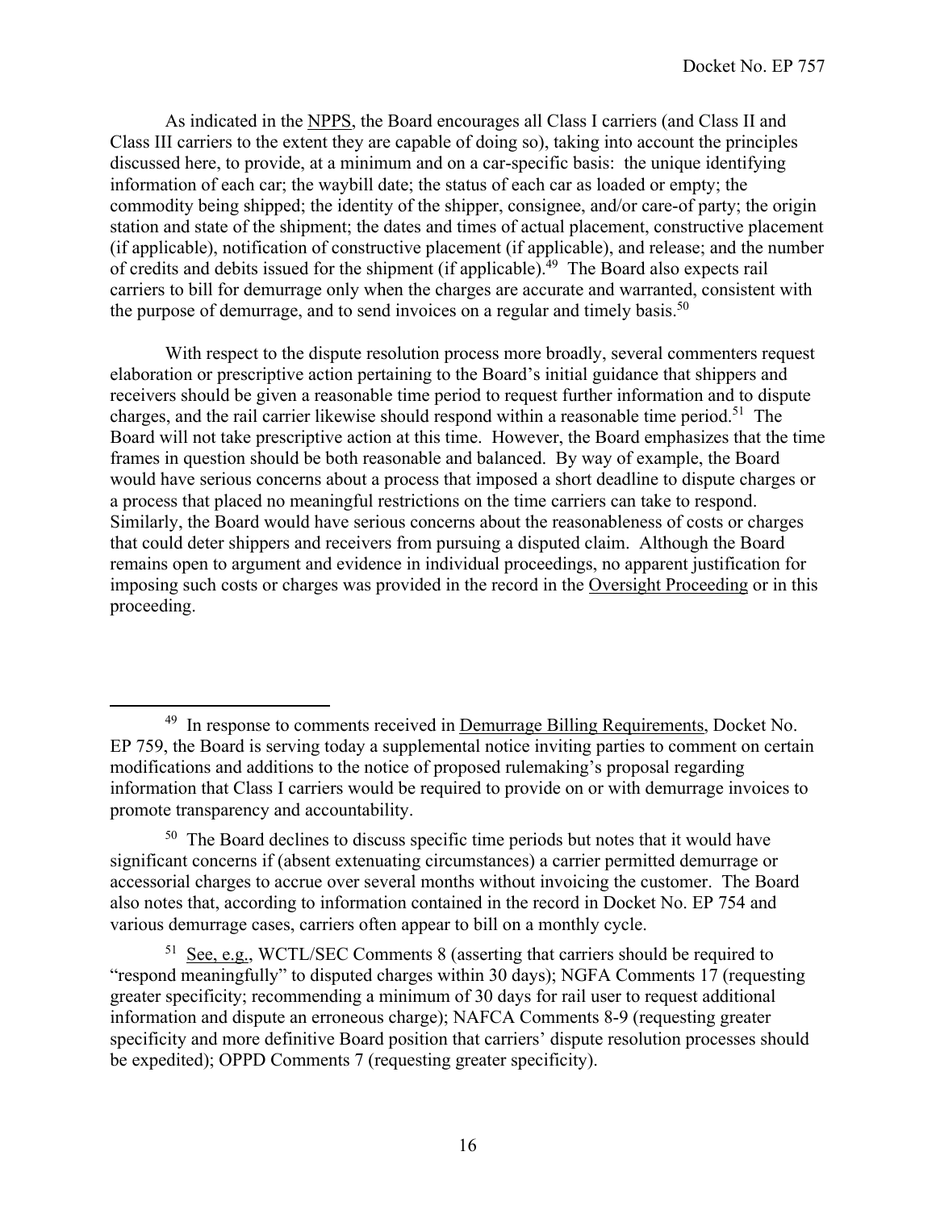As indicated in the NPPS, the Board encourages all Class I carriers (and Class II and Class III carriers to the extent they are capable of doing so), taking into account the principles discussed here, to provide, at a minimum and on a car-specific basis: the unique identifying information of each car; the waybill date; the status of each car as loaded or empty; the commodity being shipped; the identity of the shipper, consignee, and/or care-of party; the origin station and state of the shipment; the dates and times of actual placement, constructive placement (if applicable), notification of constructive placement (if applicable), and release; and the number of credits and debits issued for the shipment (if applicable).[49] The Board also expects rail carriers to bill for demurrage only when the charges are accurate and warranted, consistent with the purpose of demurrage, and to send invoices on a regular and timely basis.[50]

With respect to the dispute resolution process more broadly, several commenters request elaboration or prescriptive action pertaining to the Board's initial guidance that shippers and receivers should be given a reasonable time period to request further information and to dispute charges, and the rail carrier likewise should respond within a reasonable time period.[51] The Board will not take prescriptive action at this time. However, the Board emphasizes that the time frames in question should be both reasonable and balanced. By way of example, the Board would have serious concerns about a process that imposed a short deadline to dispute charges or a process that placed no meaningful restrictions on the time carriers can take to respond. Similarly, the Board would have serious concerns about the reasonableness of costs or charges that could deter shippers and receivers from pursuing a disputed claim. Although the Board remains open to argument and evidence in individual proceedings, no apparent justification for imposing such costs or charges was provided in the record in the Oversight Proceeding or in this proceeding.

---

[49] In response to comments received in Demurrage Billing Requirements, Docket No. EP 759, the Board is serving today a supplemental notice inviting parties to comment on certain modifications and additions to the notice of proposed rulemaking's proposal regarding information that Class I carriers would be required to provide on or with demurrage invoices to promote transparency and accountability.

[50] The Board declines to discuss specific time periods but notes that it would have significant concerns if (absent extenuating circumstances) a carrier permitted demurrage or accessorial charges to accrue over several months without invoicing the customer. The Board also notes that, according to information contained in the record in Docket No. EP 754 and various demurrage cases, carriers often appear to bill on a monthly cycle.

[51] See, e.g., WCTL/SEC Comments 8 (asserting that carriers should be required to "respond meaningfully" to disputed charges within 30 days); NGFA Comments 17 (requesting greater specificity; recommending a minimum of 30 days for rail user to request additional information and dispute an erroneous charge); NAFCA Comments 8-9 (requesting greater specificity and more definitive Board position that carriers' dispute resolution processes should be expedited); OPPD Comments 7 (requesting greater specificity).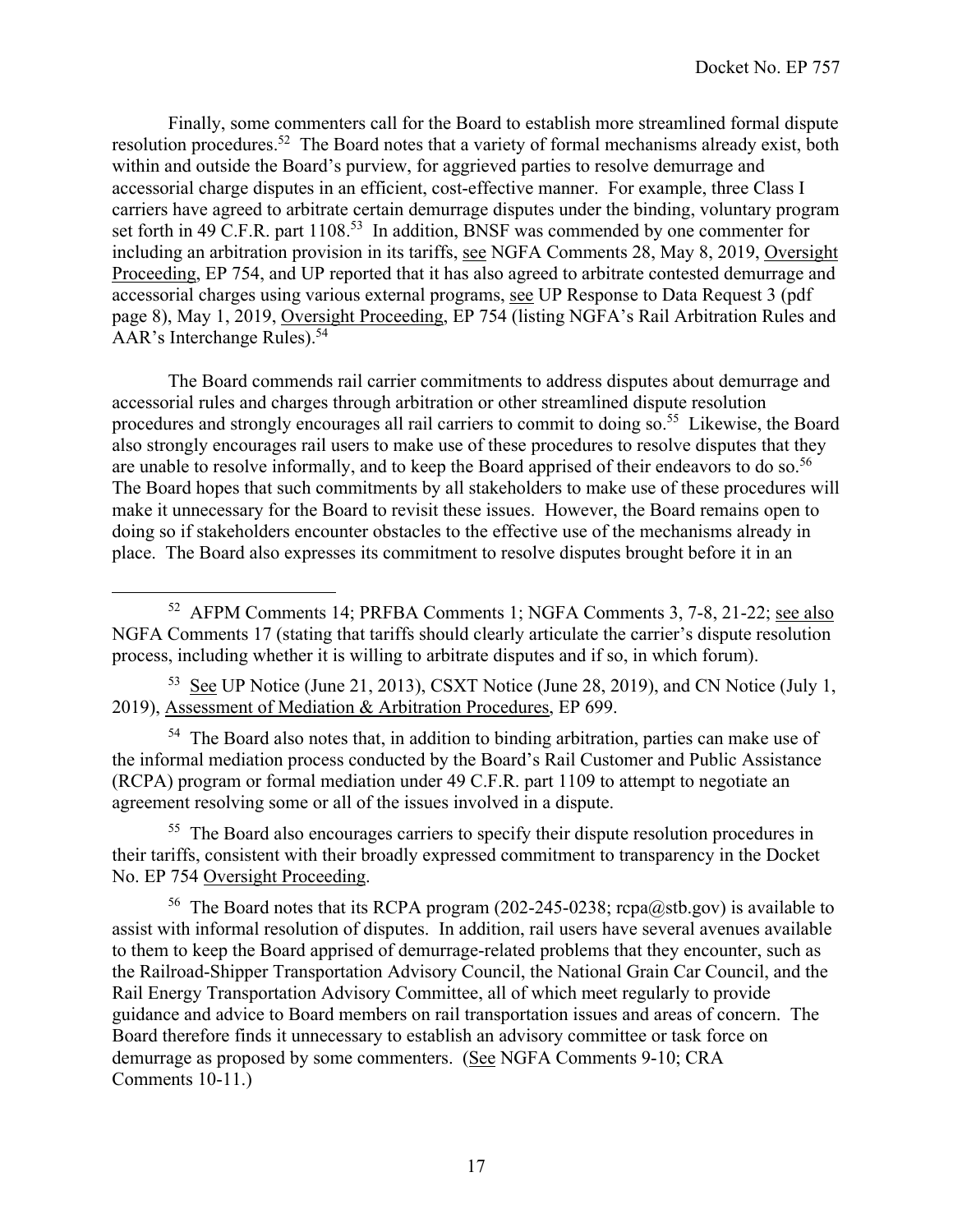Finally, some commenters call for the Board to establish more streamlined formal dispute resolution procedures.[52] The Board notes that a variety of formal mechanisms already exist, both within and outside the Board's purview, for aggrieved parties to resolve demurrage and accessorial charge disputes in an efficient, cost-effective manner. For example, three Class I carriers have agreed to arbitrate certain demurrage disputes under the binding, voluntary program set forth in 49 C.F.R. part 1108.[53] In addition, BNSF was commended by one commenter for including an arbitration provision in its tariffs, see NGFA Comments 28, May 8, 2019, Oversight Proceeding, EP 754, and UP reported that it has also agreed to arbitrate contested demurrage and accessorial charges using various external programs, see UP Response to Data Request 3 (pdf page 8), May 1, 2019, Oversight Proceeding, EP 754 (listing NGFA's Rail Arbitration Rules and AAR's Interchange Rules).[54]

The Board commends rail carrier commitments to address disputes about demurrage and accessorial rules and charges through arbitration or other streamlined dispute resolution procedures and strongly encourages all rail carriers to commit to doing so.[55] Likewise, the Board also strongly encourages rail users to make use of these procedures to resolve disputes that they are unable to resolve informally, and to keep the Board apprised of their endeavors to do so.[56] The Board hopes that such commitments by all stakeholders to make use of these procedures will make it unnecessary for the Board to revisit these issues. However, the Board remains open to doing so if stakeholders encounter obstacles to the effective use of the mechanisms already in place. The Board also expresses its commitment to resolve disputes brought before it in an

---

[52] AFPM Comments 14; PRFBA Comments 1; NGFA Comments 3, 7-8, 21-22; see also NGFA Comments 17 (stating that tariffs should clearly articulate the carrier's dispute resolution process, including whether it is willing to arbitrate disputes and if so, in which forum).

[53] See UP Notice (June 21, 2013), CSXT Notice (June 28, 2019), and CN Notice (July 1, 2019), Assessment of Mediation & Arbitration Procedures, EP 699.

[54] The Board also notes that, in addition to binding arbitration, parties can make use of the informal mediation process conducted by the Board's Rail Customer and Public Assistance (RCPA) program or formal mediation under 49 C.F.R. part 1109 to attempt to negotiate an agreement resolving some or all of the issues involved in a dispute.

[55] The Board also encourages carriers to specify their dispute resolution procedures in their tariffs, consistent with their broadly expressed commitment to transparency in the Docket No. EP 754 Oversight Proceeding.

[56] The Board notes that its RCPA program (202-245-0238; rcpa@stb.gov) is available to assist with informal resolution of disputes. In addition, rail users have several avenues available to them to keep the Board apprised of demurrage-related problems that they encounter, such as the Railroad-Shipper Transportation Advisory Council, the National Grain Car Council, and the Rail Energy Transportation Advisory Committee, all of which meet regularly to provide guidance and advice to Board members on rail transportation issues and areas of concern. The Board therefore finds it unnecessary to establish an advisory committee or task force on demurrage as proposed by some commenters. (See NGFA Comments 9-10; CRA Comments 10-11.)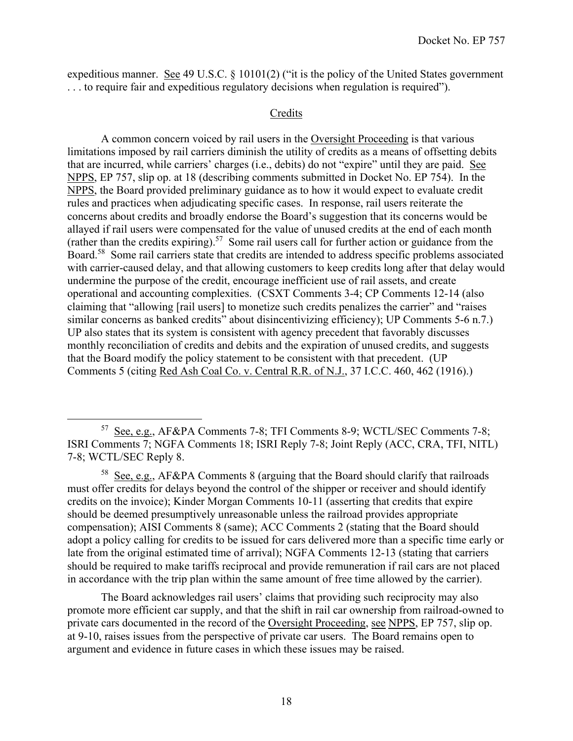expeditious manner. See 49 U.S.C. § 10101(2) ("it is the policy of the United States government . . . to require fair and expeditious regulatory decisions when regulation is required").

## Credits

A common concern voiced by rail users in the Oversight Proceeding is that various limitations imposed by rail carriers diminish the utility of credits as a means of offsetting debits that are incurred, while carriers' charges (i.e., debits) do not "expire" until they are paid. See NPPS, EP 757, slip op. at 18 (describing comments submitted in Docket No. EP 754). In the NPPS, the Board provided preliminary guidance as to how it would expect to evaluate credit rules and practices when adjudicating specific cases. In response, rail users reiterate the concerns about credits and broadly endorse the Board's suggestion that its concerns would be allayed if rail users were compensated for the value of unused credits at the end of each month (rather than the credits expiring).[57] Some rail users call for further action or guidance from the Board.[58] Some rail carriers state that credits are intended to address specific problems associated with carrier-caused delay, and that allowing customers to keep credits long after that delay would undermine the purpose of the credit, encourage inefficient use of rail assets, and create operational and accounting complexities. (CSXT Comments 3-4; CP Comments 12-14 (also claiming that "allowing [rail users] to monetize such credits penalizes the carrier" and "raises similar concerns as banked credits" about disincentivizing efficiency); UP Comments 5-6 n.7.) UP also states that its system is consistent with agency precedent that favorably discusses monthly reconciliation of credits and debits and the expiration of unused credits, and suggests that the Board modify the policy statement to be consistent with that precedent. (UP Comments 5 (citing Red Ash Coal Co. v. Central R.R. of N.J., 37 I.C.C. 460, 462 (1916).)

[57] See, e.g., AF&PA Comments 7-8; TFI Comments 8-9; WCTL/SEC Comments 7-8; ISRI Comments 7; NGFA Comments 18; ISRI Reply 7-8; Joint Reply (ACC, CRA, TFI, NITL) 7-8; WCTL/SEC Reply 8.

[58] See, e.g., AF&PA Comments 8 (arguing that the Board should clarify that railroads must offer credits for delays beyond the control of the shipper or receiver and should identify credits on the invoice); Kinder Morgan Comments 10-11 (asserting that credits that expire should be deemed presumptively unreasonable unless the railroad provides appropriate compensation); AISI Comments 8 (same); ACC Comments 2 (stating that the Board should adopt a policy calling for credits to be issued for cars delivered more than a specific time early or late from the original estimated time of arrival); NGFA Comments 12-13 (stating that carriers should be required to make tariffs reciprocal and provide remuneration if rail cars are not placed in accordance with the trip plan within the same amount of free time allowed by the carrier).

The Board acknowledges rail users' claims that providing such reciprocity may also promote more efficient car supply, and that the shift in rail car ownership from railroad-owned to private cars documented in the record of the Oversight Proceeding, see NPPS, EP 757, slip op. at 9-10, raises issues from the perspective of private car users. The Board remains open to argument and evidence in future cases in which these issues may be raised.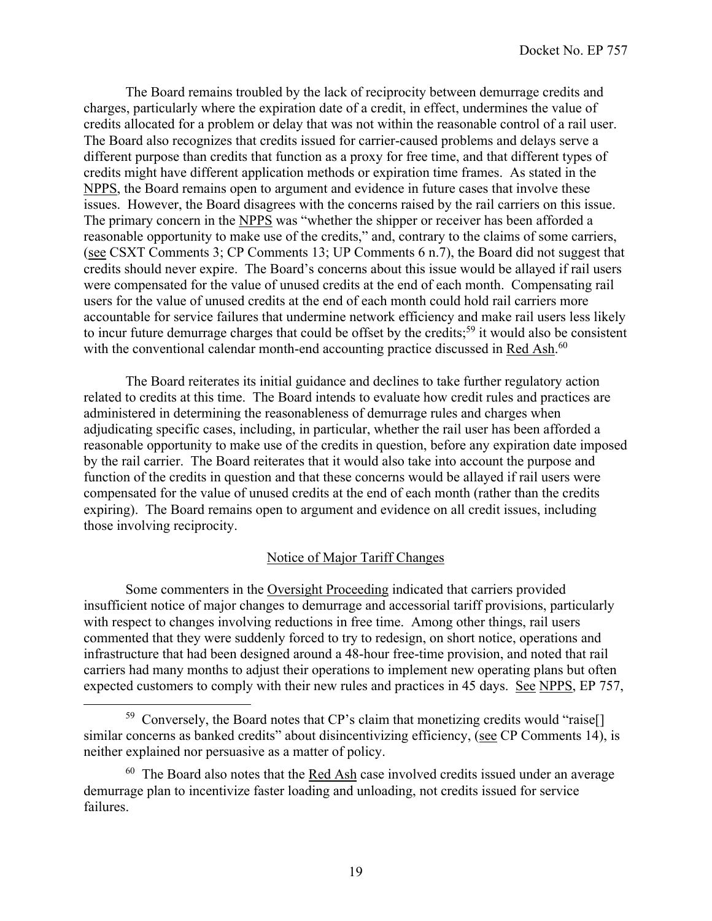The Board remains troubled by the lack of reciprocity between demurrage credits and charges, particularly where the expiration date of a credit, in effect, undermines the value of credits allocated for a problem or delay that was not within the reasonable control of a rail user. The Board also recognizes that credits issued for carrier-caused problems and delays serve a different purpose than credits that function as a proxy for free time, and that different types of credits might have different application methods or expiration time frames. As stated in the NPPS, the Board remains open to argument and evidence in future cases that involve these issues. However, the Board disagrees with the concerns raised by the rail carriers on this issue. The primary concern in the NPPS was "whether the shipper or receiver has been afforded a reasonable opportunity to make use of the credits," and, contrary to the claims of some carriers, (see CSXT Comments 3; CP Comments 13; UP Comments 6 n.7), the Board did not suggest that credits should never expire. The Board's concerns about this issue would be allayed if rail users were compensated for the value of unused credits at the end of each month. Compensating rail users for the value of unused credits at the end of each month could hold rail carriers more accountable for service failures that undermine network efficiency and make rail users less likely to incur future demurrage charges that could be offset by the credits;[59] it would also be consistent with the conventional calendar month-end accounting practice discussed in Red Ash.[60]

The Board reiterates its initial guidance and declines to take further regulatory action related to credits at this time. The Board intends to evaluate how credit rules and practices are administered in determining the reasonableness of demurrage rules and charges when adjudicating specific cases, including, in particular, whether the rail user has been afforded a reasonable opportunity to make use of the credits in question, before any expiration date imposed by the rail carrier. The Board reiterates that it would also take into account the purpose and function of the credits in question and that these concerns would be allayed if rail users were compensated for the value of unused credits at the end of each month (rather than the credits expiring). The Board remains open to argument and evidence on all credit issues, including those involving reciprocity.

## Notice of Major Tariff Changes

Some commenters in the Oversight Proceeding indicated that carriers provided insufficient notice of major changes to demurrage and accessorial tariff provisions, particularly with respect to changes involving reductions in free time. Among other things, rail users commented that they were suddenly forced to try to redesign, on short notice, operations and infrastructure that had been designed around a 48-hour free-time provision, and noted that rail carriers had many months to adjust their operations to implement new operating plans but often expected customers to comply with their new rules and practices in 45 days. See NPPS, EP 757,

---

[59] Conversely, the Board notes that CP's claim that monetizing credits would "raise[] similar concerns as banked credits" about disincentivizing efficiency, (see CP Comments 14), is neither explained nor persuasive as a matter of policy.

[60] The Board also notes that the Red Ash case involved credits issued under an average demurrage plan to incentivize faster loading and unloading, not credits issued for service failures.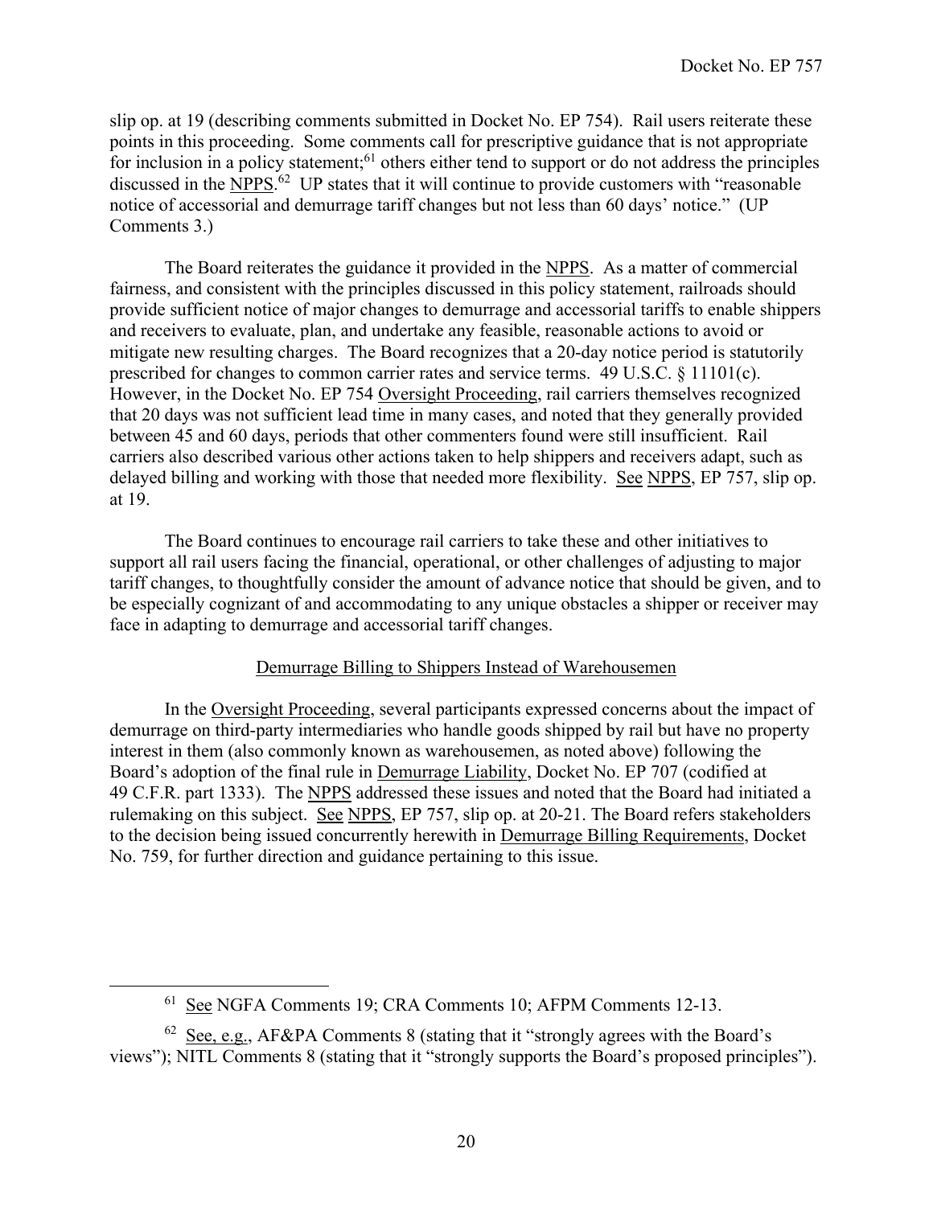slip op. at 19 (describing comments submitted in Docket No. EP 754). Rail users reiterate these points in this proceeding. Some comments call for prescriptive guidance that is not appropriate for inclusion in a policy statement;[61] others either tend to support or do not address the principles discussed in the NPPS.[62] UP states that it will continue to provide customers with "reasonable notice of accessorial and demurrage tariff changes but not less than 60 days' notice." (UP Comments 3.)

The Board reiterates the guidance it provided in the NPPS. As a matter of commercial fairness, and consistent with the principles discussed in this policy statement, railroads should provide sufficient notice of major changes to demurrage and accessorial tariffs to enable shippers and receivers to evaluate, plan, and undertake any feasible, reasonable actions to avoid or mitigate new resulting charges. The Board recognizes that a 20-day notice period is statutorily prescribed for changes to common carrier rates and service terms. 49 U.S.C. § 11101(c). However, in the Docket No. EP 754 Oversight Proceeding, rail carriers themselves recognized that 20 days was not sufficient lead time in many cases, and noted that they generally provided between 45 and 60 days, periods that other commenters found were still insufficient. Rail carriers also described various other actions taken to help shippers and receivers adapt, such as delayed billing and working with those that needed more flexibility. See NPPS, EP 757, slip op. at 19.

The Board continues to encourage rail carriers to take these and other initiatives to support all rail users facing the financial, operational, or other challenges of adjusting to major tariff changes, to thoughtfully consider the amount of advance notice that should be given, and to be especially cognizant of and accommodating to any unique obstacles a shipper or receiver may face in adapting to demurrage and accessorial tariff changes.

## Demurrage Billing to Shippers Instead of Warehousemen

In the Oversight Proceeding, several participants expressed concerns about the impact of demurrage on third-party intermediaries who handle goods shipped by rail but have no property interest in them (also commonly known as warehousemen, as noted above) following the Board's adoption of the final rule in Demurrage Liability, Docket No. EP 707 (codified at 49 C.F.R. part 1333). The NPPS addressed these issues and noted that the Board had initiated a rulemaking on this subject. See NPPS, EP 757, slip op. at 20-21. The Board refers stakeholders to the decision being issued concurrently herewith in Demurrage Billing Requirements, Docket No. 759, for further direction and guidance pertaining to this issue.

---

[61] See NGFA Comments 19; CRA Comments 10; AFPM Comments 12-13.

[62] See, e.g., AF&PA Comments 8 (stating that it "strongly agrees with the Board's views"); NITL Comments 8 (stating that it "strongly supports the Board's proposed principles").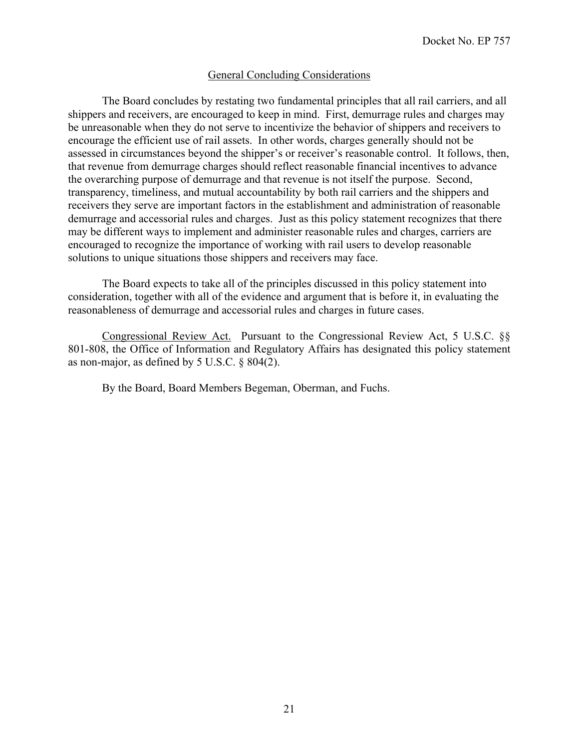## General Concluding Considerations

The Board concludes by restating two fundamental principles that all rail carriers, and all shippers and receivers, are encouraged to keep in mind. First, demurrage rules and charges may be unreasonable when they do not serve to incentivize the behavior of shippers and receivers to encourage the efficient use of rail assets. In other words, charges generally should not be assessed in circumstances beyond the shipper's or receiver's reasonable control. It follows, then, that revenue from demurrage charges should reflect reasonable financial incentives to advance the overarching purpose of demurrage and that revenue is not itself the purpose. Second, transparency, timeliness, and mutual accountability by both rail carriers and the shippers and receivers they serve are important factors in the establishment and administration of reasonable demurrage and accessorial rules and charges. Just as this policy statement recognizes that there may be different ways to implement and administer reasonable rules and charges, carriers are encouraged to recognize the importance of working with rail users to develop reasonable solutions to unique situations those shippers and receivers may face.

The Board expects to take all of the principles discussed in this policy statement into consideration, together with all of the evidence and argument that is before it, in evaluating the reasonableness of demurrage and accessorial rules and charges in future cases.

Congressional Review Act. Pursuant to the Congressional Review Act, 5 U.S.C. §§ 801-808, the Office of Information and Regulatory Affairs has designated this policy statement as non-major, as defined by 5 U.S.C. § 804(2).

By the Board, Board Members Begeman, Oberman, and Fuchs.